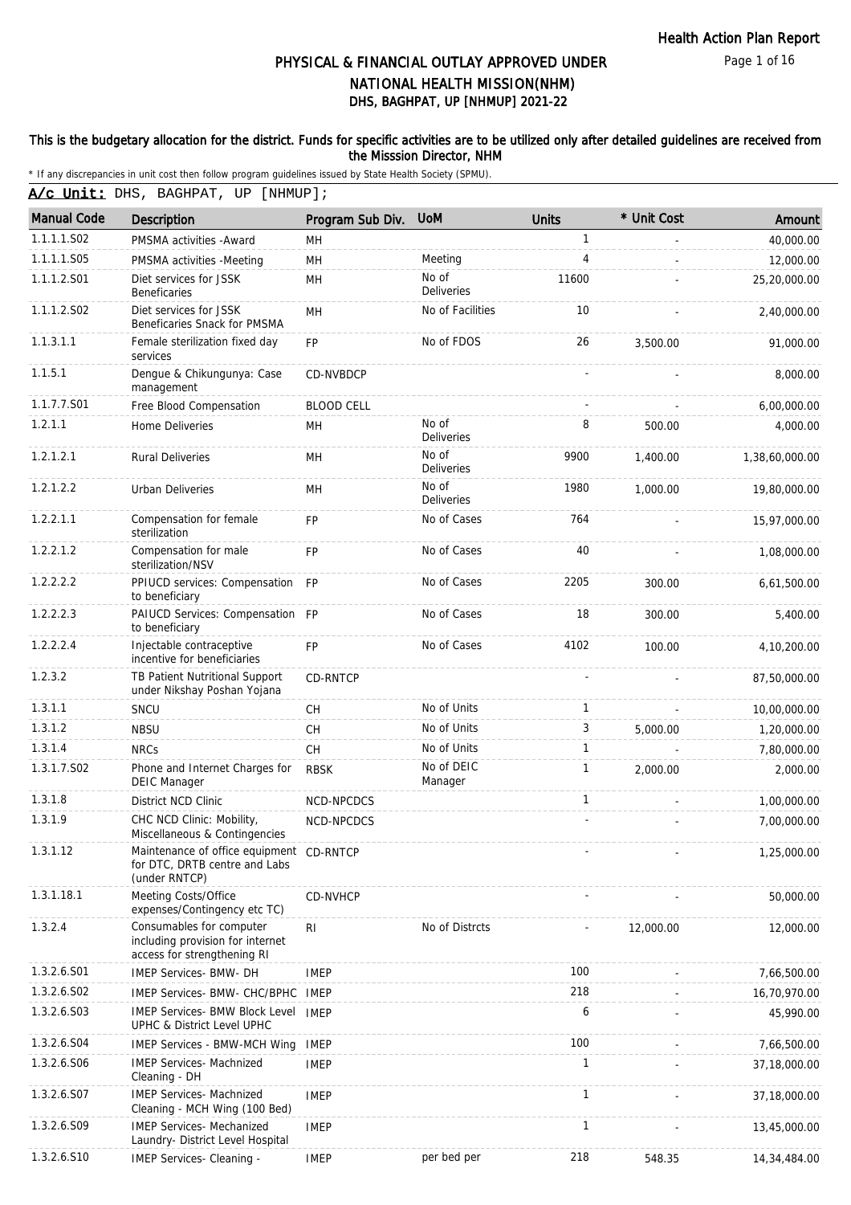# PHYSICAL & FINANCIAL OUTLAY APPROVED UNDER NATIONAL HEALTH MISSION(NHM)

## DHS, BAGHPAT, UP [NHMUP] 2021-22

**This is the budgetary allocation for the district. Funds for specific activities are to be utilized only after detailed guidelines are received from the Misssion Director, NHM**

\* If any discrepancies in unit cost then follow program guidelines issued by State Health Society (SPMU).

**A/c Unit:** DHS, BAGHPAT, UP [NHMUP];

| Manual Code | Description | Program Sub Div. | UoM | Units | * Unit Cost | Amount |
|---|---|---|---|---|---|---|
| 1.1.1.1.S02 | PMSMA activities -Award | MH | | 1 | - | 40,000.00 |
| 1.1.1.1.S05 | PMSMA activities -Meeting | MH | Meeting | 4 | - | 12,000.00 |
| 1.1.1.2.S01 | Diet services for JSSK Beneficaries | MH | No of Deliveries | 11600 | - | 25,20,000.00 |
| 1.1.1.2.S02 | Diet services for JSSK Beneficaries Snack for PMSMA | MH | No of Facilities | 10 | - | 2,40,000.00 |
| 1.1.3.1.1 | Female sterilization fixed day services | FP | No of FDOS | 26 | 3,500.00 | 91,000.00 |
| 1.1.5.1 | Dengue & Chikungunya: Case management | CD-NVBDCP | | - | - | 8,000.00 |
| 1.1.7.7.S01 | Free Blood Compensation | BLOOD CELL | | - | - | 6,00,000.00 |
| 1.2.1.1 | Home Deliveries | MH | No of Deliveries | 8 | 500.00 | 4,000.00 |
| 1.2.1.2.1 | Rural Deliveries | MH | No of Deliveries | 9900 | 1,400.00 | 1,38,60,000.00 |
| 1.2.1.2.2 | Urban Deliveries | MH | No of Deliveries | 1980 | 1,000.00 | 19,80,000.00 |
| 1.2.2.1.1 | Compensation for female sterilization | FP | No of Cases | 764 | - | 15,97,000.00 |
| 1.2.2.1.2 | Compensation for male sterilization/NSV | FP | No of Cases | 40 | - | 1,08,000.00 |
| 1.2.2.2.2 | PPIUCD services: Compensation to beneficiary | FP | No of Cases | 2205 | 300.00 | 6,61,500.00 |
| 1.2.2.2.3 | PAIUCD Services: Compensation to beneficiary | FP | No of Cases | 18 | 300.00 | 5,400.00 |
| 1.2.2.2.4 | Injectable contraceptive incentive for beneficiaries | FP | No of Cases | 4102 | 100.00 | 4,10,200.00 |
| 1.2.3.2 | TB Patient Nutritional Support under Nikshay Poshan Yojana | CD-RNTCP | | - | - | 87,50,000.00 |
| 1.3.1.1 | SNCU | CH | No of Units | 1 | - | 10,00,000.00 |
| 1.3.1.2 | NBSU | CH | No of Units | 3 | 5,000.00 | 1,20,000.00 |
| 1.3.1.4 | NRCs | CH | No of Units | 1 | - | 7,80,000.00 |
| 1.3.1.7.S02 | Phone and Internet Charges for DEIC Manager | RBSK | No of DEIC Manager | 1 | 2,000.00 | 2,000.00 |
| 1.3.1.8 | District NCD Clinic | NCD-NPCDCS | | 1 | - | 1,00,000.00 |
| 1.3.1.9 | CHC NCD Clinic: Mobility, Miscellaneous & Contingencies | NCD-NPCDCS | | - | - | 7,00,000.00 |
| 1.3.1.12 | Maintenance of office equipment for DTC, DRTB centre and Labs (under RNTCP) | CD-RNTCP | | - | - | 1,25,000.00 |
| 1.3.1.18.1 | Meeting Costs/Office expenses/Contingency etc TC) | CD-NVHCP | | - | - | 50,000.00 |
| 1.3.2.4 | Consumables for computer including provision for internet access for strengthening RI | RI | No of Distrcts | - | 12,000.00 | 12,000.00 |
| 1.3.2.6.S01 | IMEP Services- BMW- DH | IMEP | | 100 | - | 7,66,500.00 |
| 1.3.2.6.S02 | IMEP Services- BMW- CHC/BPHC | IMEP | | 218 | - | 16,70,970.00 |
| 1.3.2.6.S03 | IMEP Services- BMW Block Level UPHC & District Level UPHC | IMEP | | 6 | - | 45,990.00 |
| 1.3.2.6.S04 | IMEP Services - BMW-MCH Wing | IMEP | | 100 | - | 7,66,500.00 |
| 1.3.2.6.S06 | IMEP Services- Machnized Cleaning - DH | IMEP | | 1 | - | 37,18,000.00 |
| 1.3.2.6.S07 | IMEP Services- Machnized Cleaning - MCH Wing (100 Bed) | IMEP | | 1 | - | 37,18,000.00 |
| 1.3.2.6.S09 | IMEP Services- Mechanized Laundry- District Level Hospital | IMEP | | 1 | - | 13,45,000.00 |
| 1.3.2.6.S10 | IMEP Services- Cleaning - | IMEP | per bed per | 218 | 548.35 | 14,34,484.00 |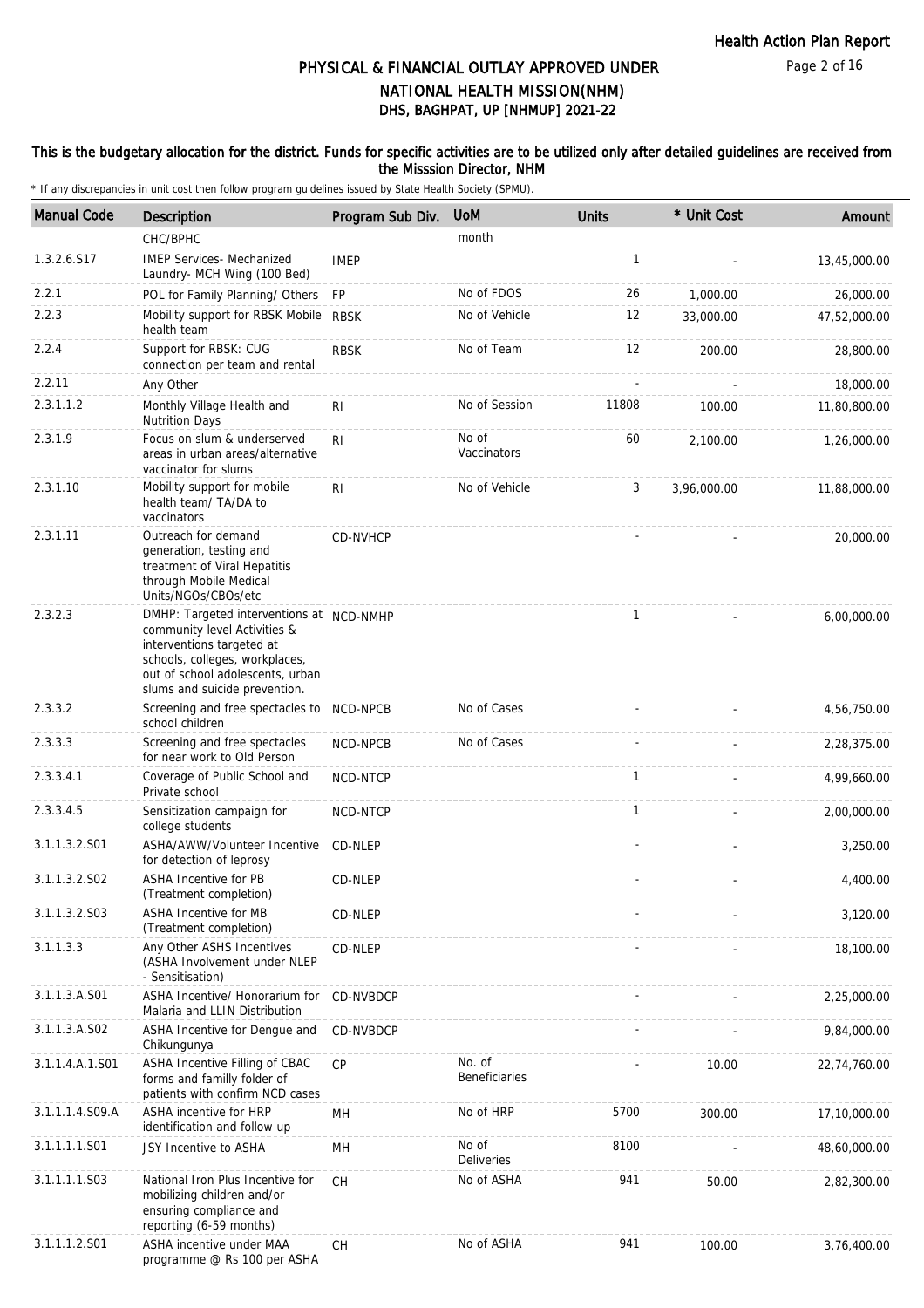## PHYSICAL & FINANCIAL OUTLAY APPROVED UNDER NATIONAL HEALTH MISSION(NHM)

## DHS, BAGHPAT, UP [NHMUP] 2021-22

**This is the budgetary allocation for the district. Funds for specific activities are to be utilized only after detailed guidelines are received from the Misssion Director, NHM**

\* If any discrepancies in unit cost then follow program guidelines issued by State Health Society (SPMU).

| Manual Code | Description | Program Sub Div. | UoM | Units | * Unit Cost | Amount |
|---|---|---|---|---|---|---|
| | CHC/BPHC | | month | | | |
| 1.3.2.6.S17 | IMEP Services- Mechanized Laundry- MCH Wing (100 Bed) | IMEP | | 1 | - | 13,45,000.00 |
| 2.2.1 | POL for Family Planning/ Others | FP | No of FDOS | 26 | 1,000.00 | 26,000.00 |
| 2.2.3 | Mobility support for RBSK Mobile health team | RBSK | No of Vehicle | 12 | 33,000.00 | 47,52,000.00 |
| 2.2.4 | Support for RBSK: CUG connection per team and rental | RBSK | No of Team | 12 | 200.00 | 28,800.00 |
| 2.2.11 | Any Other | | | - | - | 18,000.00 |
| 2.3.1.1.2 | Monthly Village Health and Nutrition Days | RI | No of Session | 11808 | 100.00 | 11,80,800.00 |
| 2.3.1.9 | Focus on slum & underserved areas in urban areas/alternative vaccinator for slums | RI | No of Vaccinators | 60 | 2,100.00 | 1,26,000.00 |
| 2.3.1.10 | Mobility support for mobile health team/ TA/DA to vaccinators | RI | No of Vehicle | 3 | 3,96,000.00 | 11,88,000.00 |
| 2.3.1.11 | Outreach for demand generation, testing and treatment of Viral Hepatitis through Mobile Medical Units/NGOs/CBOs/etc | CD-NVHCP | | - | - | 20,000.00 |
| 2.3.2.3 | DMHP: Targeted interventions at community level Activities & interventions targeted at schools, colleges, workplaces, out of school adolescents, urban slums and suicide prevention. | NCD-NMHP | | 1 | - | 6,00,000.00 |
| 2.3.3.2 | Screening and free spectacles to school children | NCD-NPCB | No of Cases | - | - | 4,56,750.00 |
| 2.3.3.3 | Screening and free spectacles for near work to Old Person | NCD-NPCB | No of Cases | - | - | 2,28,375.00 |
| 2.3.3.4.1 | Coverage of Public School and Private school | NCD-NTCP | | 1 | - | 4,99,660.00 |
| 2.3.3.4.5 | Sensitization campaign for college students | NCD-NTCP | | 1 | - | 2,00,000.00 |
| 3.1.1.3.2.S01 | ASHA/AWW/Volunteer Incentive for detection of leprosy | CD-NLEP | | - | - | 3,250.00 |
| 3.1.1.3.2.S02 | ASHA Incentive for PB (Treatment completion) | CD-NLEP | | - | - | 4,400.00 |
| 3.1.1.3.2.S03 | ASHA Incentive for MB (Treatment completion) | CD-NLEP | | - | - | 3,120.00 |
| 3.1.1.3.3 | Any Other ASHS Incentives (ASHA Involvement under NLEP - Sensitisation) | CD-NLEP | | - | - | 18,100.00 |
| 3.1.1.3.A.S01 | ASHA Incentive/ Honorarium for Malaria and LLIN Distribution | CD-NVBDCP | | - | - | 2,25,000.00 |
| 3.1.1.3.A.S02 | ASHA Incentive for Dengue and Chikungunya | CD-NVBDCP | | - | - | 9,84,000.00 |
| 3.1.1.4.A.1.S01 | ASHA Incentive Filling of CBAC forms and familly folder of patients with confirm NCD cases | CP | No. of Beneficiaries | - | 10.00 | 22,74,760.00 |
| 3.1.1.1.4.S09.A | ASHA incentive for HRP identification and follow up | MH | No of HRP | 5700 | 300.00 | 17,10,000.00 |
| 3.1.1.1.1.S01 | JSY Incentive to ASHA | MH | No of Deliveries | 8100 | - | 48,60,000.00 |
| 3.1.1.1.1.S03 | National Iron Plus Incentive for mobilizing children and/or ensuring compliance and reporting (6-59 months) | CH | No of ASHA | 941 | 50.00 | 2,82,300.00 |
| 3.1.1.1.2.S01 | ASHA incentive under MAA programme @ Rs 100 per ASHA | CH | No of ASHA | 941 | 100.00 | 3,76,400.00 |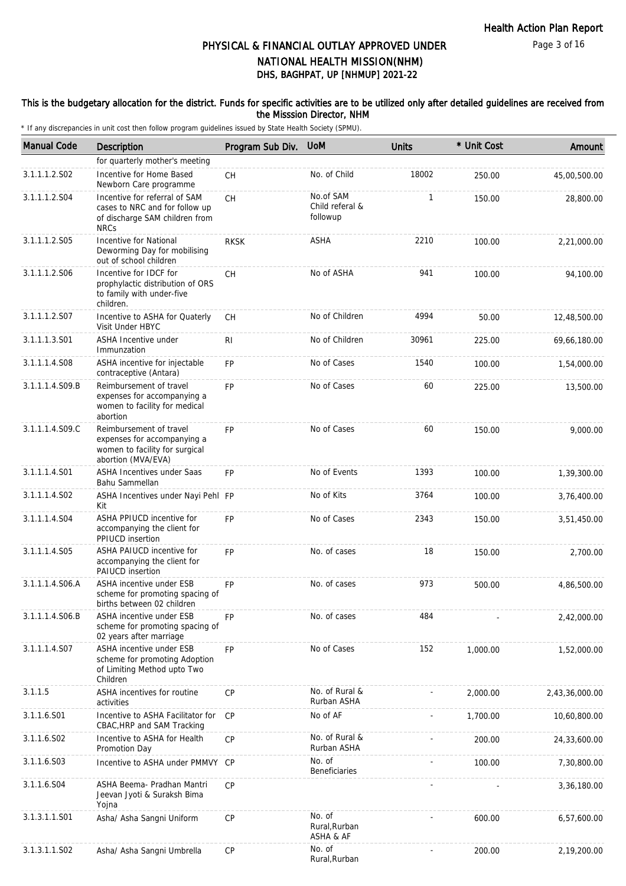# PHYSICAL & FINANCIAL OUTLAY APPROVED UNDER NATIONAL HEALTH MISSION(NHM)

## DHS, BAGHPAT, UP [NHMUP] 2021-22

**This is the budgetary allocation for the district. Funds for specific activities are to be utilized only after detailed guidelines are received from the Misssion Director, NHM**

\* If any discrepancies in unit cost then follow program guidelines issued by State Health Society (SPMU).

| Manual Code | Description | Program Sub Div. | UoM | Units | * Unit Cost | Amount |
|---|---|---|---|---|---|---|
| | for quarterly mother's meeting | | | | | |
| 3.1.1.1.2.S02 | Incentive for Home Based Newborn Care programme | CH | No. of Child | 18002 | 250.00 | 45,00,500.00 |
| 3.1.1.1.2.S04 | Incentive for referral of SAM cases to NRC and for follow up of discharge SAM children from NRCs | CH | No.of SAM Child referal & followup | 1 | 150.00 | 28,800.00 |
| 3.1.1.1.2.S05 | Incentive for National Deworming Day for mobilising out of school children | RKSK | ASHA | 2210 | 100.00 | 2,21,000.00 |
| 3.1.1.1.2.S06 | Incentive for IDCF for prophylactic distribution of ORS to family with under-five children. | CH | No of ASHA | 941 | 100.00 | 94,100.00 |
| 3.1.1.1.2.S07 | Incentive to ASHA for Quaterly Visit Under HBYC | CH | No of Children | 4994 | 50.00 | 12,48,500.00 |
| 3.1.1.1.3.S01 | ASHA Incentive under Immunzation | RI | No of Children | 30961 | 225.00 | 69,66,180.00 |
| 3.1.1.1.4.S08 | ASHA incentive for injectable contraceptive (Antara) | FP | No of Cases | 1540 | 100.00 | 1,54,000.00 |
| 3.1.1.1.4.S09.B | Reimbursement of travel expenses for accompanying a women to facility for medical abortion | FP | No of Cases | 60 | 225.00 | 13,500.00 |
| 3.1.1.1.4.S09.C | Reimbursement of travel expenses for accompanying a women to facility for surgical abortion (MVA/EVA) | FP | No of Cases | 60 | 150.00 | 9,000.00 |
| 3.1.1.1.4.S01 | ASHA Incentives under Saas Bahu Sammellan | FP | No of Events | 1393 | 100.00 | 1,39,300.00 |
| 3.1.1.1.4.S02 | ASHA Incentives under Nayi Pehl Kit | FP | No of Kits | 3764 | 100.00 | 3,76,400.00 |
| 3.1.1.1.4.S04 | ASHA PPIUCD incentive for accompanying the client for PPIUCD insertion | FP | No of Cases | 2343 | 150.00 | 3,51,450.00 |
| 3.1.1.1.4.S05 | ASHA PAIUCD incentive for accompanying the client for PAIUCD insertion | FP | No. of cases | 18 | 150.00 | 2,700.00 |
| 3.1.1.1.4.S06.A | ASHA incentive under ESB scheme for promoting spacing of births between 02 children | FP | No. of cases | 973 | 500.00 | 4,86,500.00 |
| 3.1.1.1.4.S06.B | ASHA incentive under ESB scheme for promoting spacing of 02 years after marriage | FP | No. of cases | 484 | - | 2,42,000.00 |
| 3.1.1.1.4.S07 | ASHA incentive under ESB scheme for promoting Adoption of Limiting Method upto Two Children | FP | No of Cases | 152 | 1,000.00 | 1,52,000.00 |
| 3.1.1.5 | ASHA incentives for routine activities | CP | No. of Rural & Rurban ASHA | - | 2,000.00 | 2,43,36,000.00 |
| 3.1.1.6.S01 | Incentive to ASHA Facilitator for CBAC,HRP and SAM Tracking | CP | No of AF | - | 1,700.00 | 10,60,800.00 |
| 3.1.1.6.S02 | Incentive to ASHA for Health Promotion Day | CP | No. of Rural & Rurban ASHA | - | 200.00 | 24,33,600.00 |
| 3.1.1.6.S03 | Incentive to ASHA under PMMVY | CP | No. of Beneficiaries | - | 100.00 | 7,30,800.00 |
| 3.1.1.6.S04 | ASHA Beema- Pradhan Mantri Jeevan Jyoti & Suraksh Bima Yojna | CP | | - | - | 3,36,180.00 |
| 3.1.3.1.1.S01 | Asha/ Asha Sangni Uniform | CP | No. of Rural,Rurban ASHA & AF | - | 600.00 | 6,57,600.00 |
| 3.1.3.1.1.S02 | Asha/ Asha Sangni Umbrella | CP | No. of Rural,Rurban | - | 200.00 | 2,19,200.00 |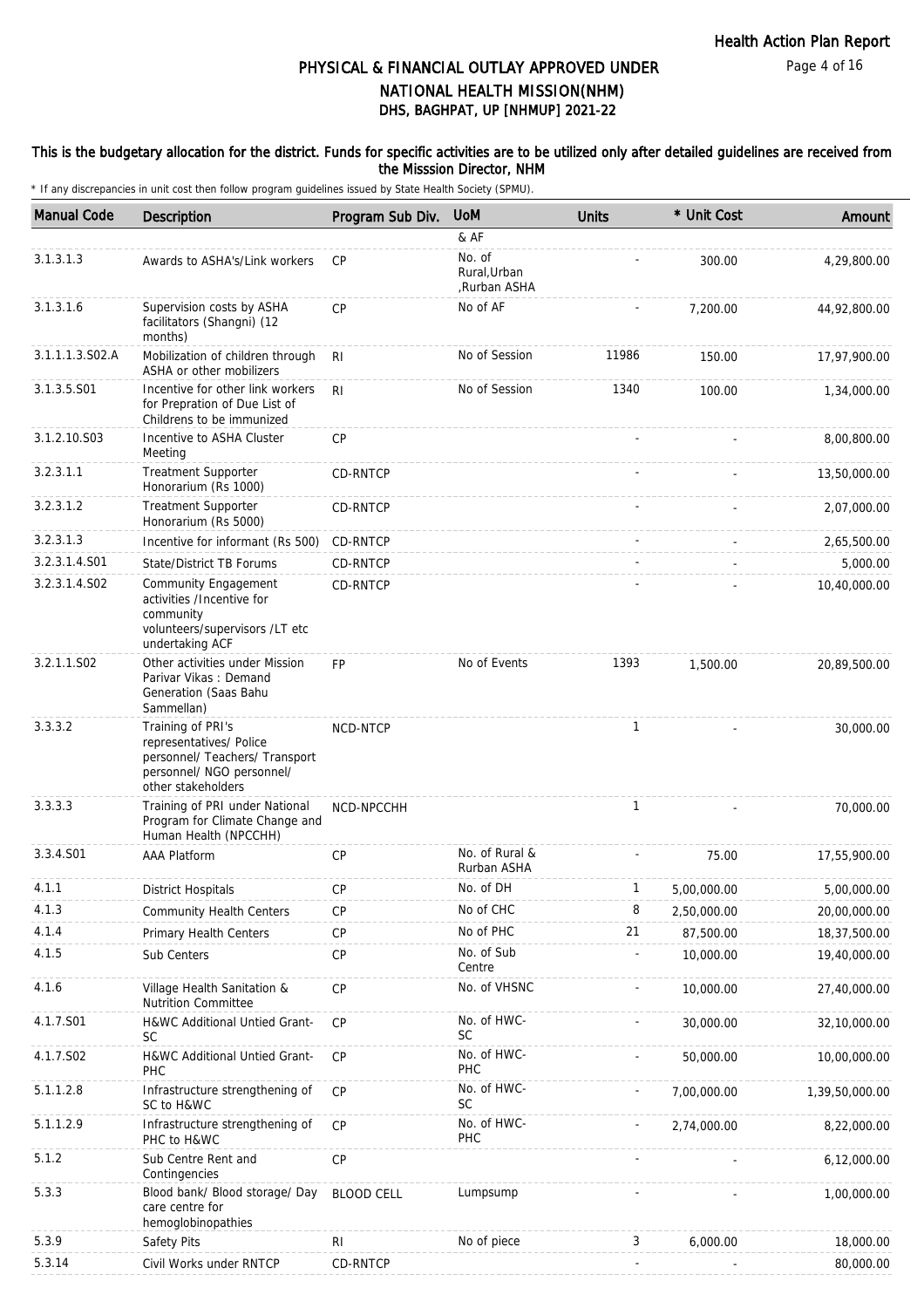# PHYSICAL & FINANCIAL OUTLAY APPROVED UNDER NATIONAL HEALTH MISSION(NHM)

## DHS, BAGHPAT, UP [NHMUP] 2021-22

**This is the budgetary allocation for the district. Funds for specific activities are to be utilized only after detailed guidelines are received from the Misssion Director, NHM**

\* If any discrepancies in unit cost then follow program guidelines issued by State Health Society (SPMU).

| Manual Code | Description | Program Sub Div. | UoM | Units | * Unit Cost | Amount |
|---|---|---|---|---|---|---|
| | | | & AF | | | |
| 3.1.3.1.3 | Awards to ASHA's/Link workers | CP | No. of Rural,Urban ,Rurban ASHA | - | 300.00 | 4,29,800.00 |
| 3.1.3.1.6 | Supervision costs by ASHA facilitators (Shangni) (12 months) | CP | No of AF | - | 7,200.00 | 44,92,800.00 |
| 3.1.1.1.3.S02.A | Mobilization of children through ASHA or other mobilizers | RI | No of Session | 11986 | 150.00 | 17,97,900.00 |
| 3.1.3.5.S01 | Incentive for other link workers for Prepration of Due List of Childrens to be immunized | RI | No of Session | 1340 | 100.00 | 1,34,000.00 |
| 3.1.2.10.S03 | Incentive to ASHA Cluster Meeting | CP | | - | - | 8,00,800.00 |
| 3.2.3.1.1 | Treatment Supporter Honorarium (Rs 1000) | CD-RNTCP | | - | - | 13,50,000.00 |
| 3.2.3.1.2 | Treatment Supporter Honorarium (Rs 5000) | CD-RNTCP | | - | - | 2,07,000.00 |
| 3.2.3.1.3 | Incentive for informant (Rs 500) | CD-RNTCP | | - | - | 2,65,500.00 |
| 3.2.3.1.4.S01 | State/District TB Forums | CD-RNTCP | | - | - | 5,000.00 |
| 3.2.3.1.4.S02 | Community Engagement activities /Incentive for community volunteers/supervisors /LT etc undertaking ACF | CD-RNTCP | | - | - | 10,40,000.00 |
| 3.2.1.1.S02 | Other activities under Mission Parivar Vikas : Demand Generation (Saas Bahu Sammellan) | FP | No of Events | 1393 | 1,500.00 | 20,89,500.00 |
| 3.3.3.2 | Training of PRI's representatives/ Police personnel/ Teachers/ Transport personnel/ NGO personnel/ other stakeholders | NCD-NTCP | | 1 | - | 30,000.00 |
| 3.3.3.3 | Training of PRI under National Program for Climate Change and Human Health (NPCCHH) | NCD-NPCCHH | | 1 | - | 70,000.00 |
| 3.3.4.S01 | AAA Platform | CP | No. of Rural & Rurban ASHA | - | 75.00 | 17,55,900.00 |
| 4.1.1 | District Hospitals | CP | No. of DH | 1 | 5,00,000.00 | 5,00,000.00 |
| 4.1.3 | Community Health Centers | CP | No of CHC | 8 | 2,50,000.00 | 20,00,000.00 |
| 4.1.4 | Primary Health Centers | CP | No of PHC | 21 | 87,500.00 | 18,37,500.00 |
| 4.1.5 | Sub Centers | CP | No. of Sub Centre | - | 10,000.00 | 19,40,000.00 |
| 4.1.6 | Village Health Sanitation & Nutrition Committee | CP | No. of VHSNC | - | 10,000.00 | 27,40,000.00 |
| 4.1.7.S01 | H&WC Additional Untied Grant-SC | CP | No. of HWC-SC | - | 30,000.00 | 32,10,000.00 |
| 4.1.7.S02 | H&WC Additional Untied Grant-PHC | CP | No. of HWC-PHC | - | 50,000.00 | 10,00,000.00 |
| 5.1.1.2.8 | Infrastructure strengthening of SC to H&WC | CP | No. of HWC-SC | - | 7,00,000.00 | 1,39,50,000.00 |
| 5.1.1.2.9 | Infrastructure strengthening of PHC to H&WC | CP | No. of HWC-PHC | - | 2,74,000.00 | 8,22,000.00 |
| 5.1.2 | Sub Centre Rent and Contingencies | CP | | - | - | 6,12,000.00 |
| 5.3.3 | Blood bank/ Blood storage/ Day care centre for hemoglobinopathies | BLOOD CELL | Lumpsump | - | - | 1,00,000.00 |
| 5.3.9 | Safety Pits | RI | No of piece | 3 | 6,000.00 | 18,000.00 |
| 5.3.14 | Civil Works under RNTCP | CD-RNTCP | | - | - | 80,000.00 |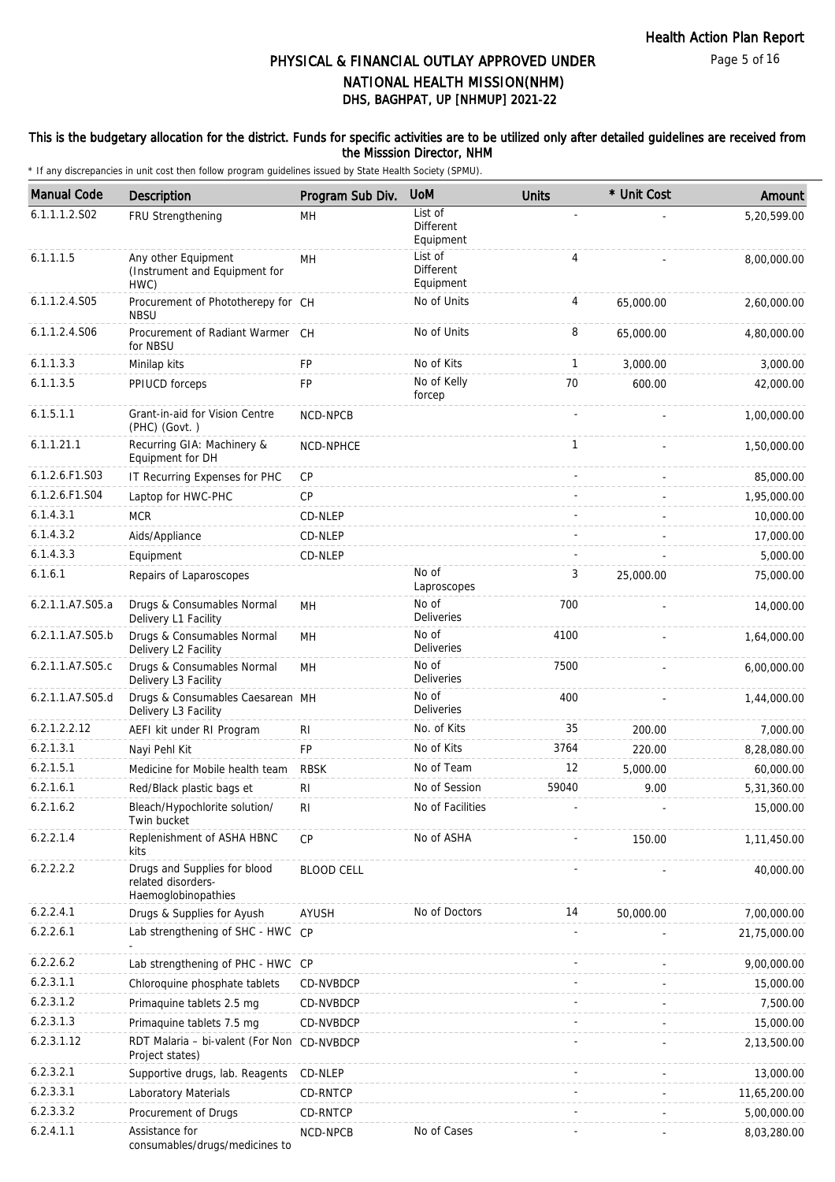# PHYSICAL & FINANCIAL OUTLAY APPROVED UNDER NATIONAL HEALTH MISSION(NHM)

## DHS, BAGHPAT, UP [NHMUP] 2021-22

**This is the budgetary allocation for the district. Funds for specific activities are to be utilized only after detailed guidelines are received from the Misssion Director, NHM**

\* If any discrepancies in unit cost then follow program guidelines issued by State Health Society (SPMU).

| Manual Code | Description | Program Sub Div. | UoM | Units | * Unit Cost | Amount |
|---|---|---|---|---|---|---|
| 6.1.1.1.2.S02 | FRU Strengthening | MH | List of Different Equipment | - | - | 5,20,599.00 |
| 6.1.1.1.5 | Any other Equipment (Instrument and Equipment for HWC) | MH | List of Different Equipment | 4 | - | 8,00,000.00 |
| 6.1.1.2.4.S05 | Procurement of Phototherepy for NBSU | CH | No of Units | 4 | 65,000.00 | 2,60,000.00 |
| 6.1.1.2.4.S06 | Procurement of Radiant Warmer for NBSU | CH | No of Units | 8 | 65,000.00 | 4,80,000.00 |
| 6.1.1.3.3 | Minilap kits | FP | No of Kits | 1 | 3,000.00 | 3,000.00 |
| 6.1.1.3.5 | PPIUCD forceps | FP | No of Kelly forcep | 70 | 600.00 | 42,000.00 |
| 6.1.5.1.1 | Grant-in-aid for Vision Centre (PHC) (Govt. ) | NCD-NPCB | | - | - | 1,00,000.00 |
| 6.1.1.21.1 | Recurring GIA: Machinery & Equipment for DH | NCD-NPHCE | | 1 | - | 1,50,000.00 |
| 6.1.2.6.F1.S03 | IT Recurring Expenses for PHC | CP | | - | - | 85,000.00 |
| 6.1.2.6.F1.S04 | Laptop for HWC-PHC | CP | | - | - | 1,95,000.00 |
| 6.1.4.3.1 | MCR | CD-NLEP | | - | - | 10,000.00 |
| 6.1.4.3.2 | Aids/Appliance | CD-NLEP | | - | - | 17,000.00 |
| 6.1.4.3.3 | Equipment | CD-NLEP | | - | - | 5,000.00 |
| 6.1.6.1 | Repairs of Laparoscopes | | No of Laproscopes | 3 | 25,000.00 | 75,000.00 |
| 6.2.1.1.A7.S05.a | Drugs & Consumables Normal Delivery L1 Facility | MH | No of Deliveries | 700 | - | 14,000.00 |
| 6.2.1.1.A7.S05.b | Drugs & Consumables Normal Delivery L2 Facility | MH | No of Deliveries | 4100 | - | 1,64,000.00 |
| 6.2.1.1.A7.S05.c | Drugs & Consumables Normal Delivery L3 Facility | MH | No of Deliveries | 7500 | - | 6,00,000.00 |
| 6.2.1.1.A7.S05.d | Drugs & Consumables Caesarean Delivery L3 Facility | MH | No of Deliveries | 400 | - | 1,44,000.00 |
| 6.2.1.2.2.12 | AEFI kit under RI Program | RI | No. of Kits | 35 | 200.00 | 7,000.00 |
| 6.2.1.3.1 | Nayi Pehl Kit | FP | No of Kits | 3764 | 220.00 | 8,28,080.00 |
| 6.2.1.5.1 | Medicine for Mobile health team | RBSK | No of Team | 12 | 5,000.00 | 60,000.00 |
| 6.2.1.6.1 | Red/Black plastic bags et | RI | No of Session | 59040 | 9.00 | 5,31,360.00 |
| 6.2.1.6.2 | Bleach/Hypochlorite solution/ Twin bucket | RI | No of Facilities | - | - | 15,000.00 |
| 6.2.2.1.4 | Replenishment of ASHA HBNC kits | CP | No of ASHA | - | 150.00 | 1,11,450.00 |
| 6.2.2.2.2 | Drugs and Supplies for blood related disorders-Haemoglobinopathies | BLOOD CELL | | - | - | 40,000.00 |
| 6.2.2.4.1 | Drugs & Supplies for Ayush | AYUSH | No of Doctors | 14 | 50,000.00 | 7,00,000.00 |
| 6.2.2.6.1 | Lab strengthening of SHC - HWC - | CP | | - | - | 21,75,000.00 |
| 6.2.2.6.2 | Lab strengthening of PHC - HWC | CP | | - | - | 9,00,000.00 |
| 6.2.3.1.1 | Chloroquine phosphate tablets | CD-NVBDCP | | - | - | 15,000.00 |
| 6.2.3.1.2 | Primaquine tablets 2.5 mg | CD-NVBDCP | | - | - | 7,500.00 |
| 6.2.3.1.3 | Primaquine tablets 7.5 mg | CD-NVBDCP | | - | - | 15,000.00 |
| 6.2.3.1.12 | RDT Malaria – bi-valent (For Non Project states) | CD-NVBDCP | | - | - | 2,13,500.00 |
| 6.2.3.2.1 | Supportive drugs, lab. Reagents | CD-NLEP | | - | - | 13,000.00 |
| 6.2.3.3.1 | Laboratory Materials | CD-RNTCP | | - | - | 11,65,200.00 |
| 6.2.3.3.2 | Procurement of Drugs | CD-RNTCP | | - | - | 5,00,000.00 |
| 6.2.4.1.1 | Assistance for consumables/drugs/medicines to | NCD-NPCB | No of Cases | - | - | 8,03,280.00 |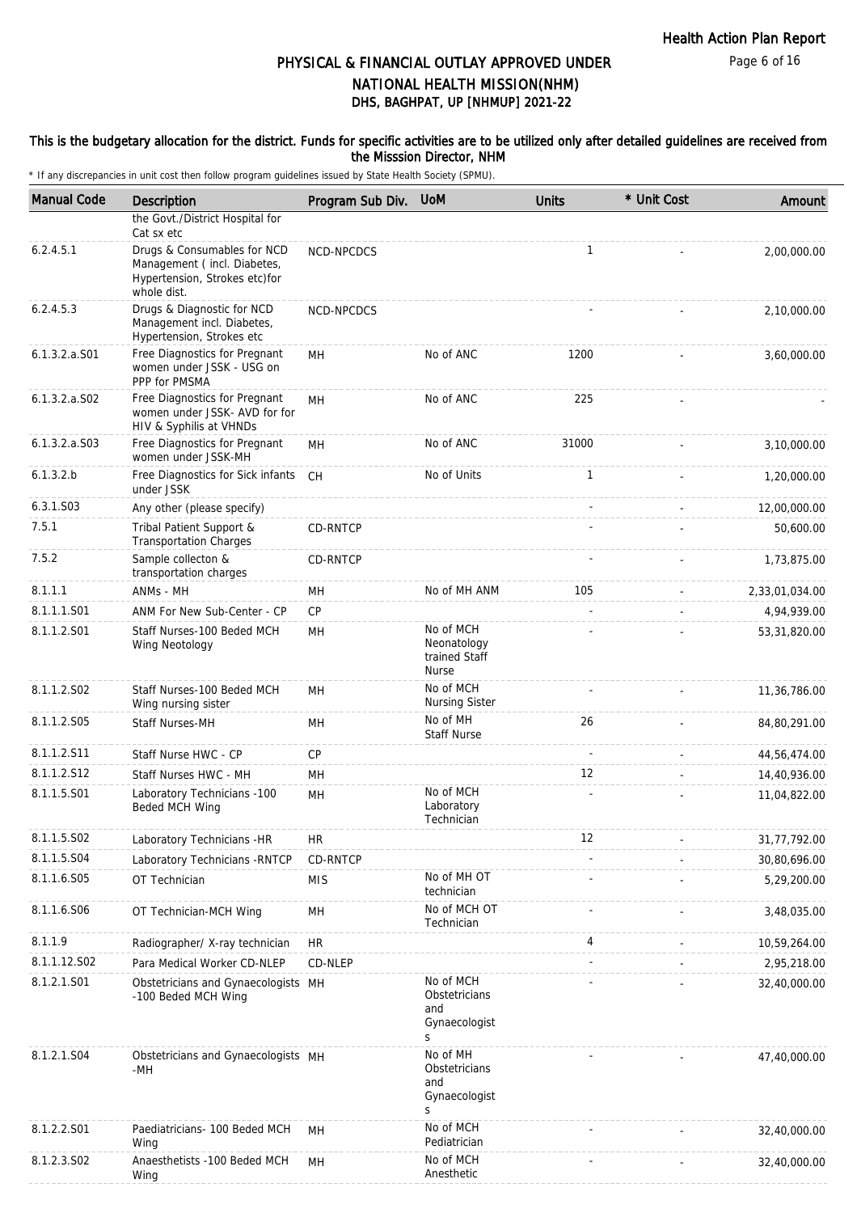# PHYSICAL & FINANCIAL OUTLAY APPROVED UNDER NATIONAL HEALTH MISSION(NHM)

## DHS, BAGHPAT, UP [NHMUP] 2021-22

**This is the budgetary allocation for the district. Funds for specific activities are to be utilized only after detailed guidelines are received from the Misssion Director, NHM**

\* If any discrepancies in unit cost then follow program guidelines issued by State Health Society (SPMU).

| Manual Code | Description | Program Sub Div. | UoM | Units | * Unit Cost | Amount |
|---|---|---|---|---|---|---|
| | the Govt./District Hospital for Cat sx etc | | | | | |
| 6.2.4.5.1 | Drugs & Consumables for NCD Management ( incl. Diabetes, Hypertension, Strokes etc)for whole dist. | NCD-NPCDCS | | 1 | - | 2,00,000.00 |
| 6.2.4.5.3 | Drugs & Diagnostic for NCD Management incl. Diabetes, Hypertension, Strokes etc | NCD-NPCDCS | | - | - | 2,10,000.00 |
| 6.1.3.2.a.S01 | Free Diagnostics for Pregnant women under JSSK - USG on PPP for PMSMA | MH | No of ANC | 1200 | - | 3,60,000.00 |
| 6.1.3.2.a.S02 | Free Diagnostics for Pregnant women under JSSK- AVD for for HIV & Syphilis at VHNDs | MH | No of ANC | 225 | - | - |
| 6.1.3.2.a.S03 | Free Diagnostics for Pregnant women under JSSK-MH | MH | No of ANC | 31000 | - | 3,10,000.00 |
| 6.1.3.2.b | Free Diagnostics for Sick infants under JSSK | CH | No of Units | 1 | - | 1,20,000.00 |
| 6.3.1.S03 | Any other (please specify) | | | - | - | 12,00,000.00 |
| 7.5.1 | Tribal Patient Support & Transportation Charges | CD-RNTCP | | - | - | 50,600.00 |
| 7.5.2 | Sample collecton & transportation charges | CD-RNTCP | | - | - | 1,73,875.00 |
| 8.1.1.1 | ANMs - MH | MH | No of MH ANM | 105 | - | 2,33,01,034.00 |
| 8.1.1.1.S01 | ANM For New Sub-Center - CP | CP | | - | - | 4,94,939.00 |
| 8.1.1.2.S01 | Staff Nurses-100 Beded MCH Wing Neotology | MH | No of MCH Neonatology trained Staff Nurse | - | - | 53,31,820.00 |
| 8.1.1.2.S02 | Staff Nurses-100 Beded MCH Wing nursing sister | MH | No of MCH Nursing Sister | - | - | 11,36,786.00 |
| 8.1.1.2.S05 | Staff Nurses-MH | MH | No of MH Staff Nurse | 26 | - | 84,80,291.00 |
| 8.1.1.2.S11 | Staff Nurse HWC - CP | CP | | - | - | 44,56,474.00 |
| 8.1.1.2.S12 | Staff Nurses HWC - MH | MH | | 12 | - | 14,40,936.00 |
| 8.1.1.5.S01 | Laboratory Technicians -100 Beded MCH Wing | MH | No of MCH Laboratory Technician | - | - | 11,04,822.00 |
| 8.1.1.5.S02 | Laboratory Technicians -HR | HR | | 12 | - | 31,77,792.00 |
| 8.1.1.5.S04 | Laboratory Technicians -RNTCP | CD-RNTCP | | - | - | 30,80,696.00 |
| 8.1.1.6.S05 | OT Technician | MIS | No of MH OT technician | - | - | 5,29,200.00 |
| 8.1.1.6.S06 | OT Technician-MCH Wing | MH | No of MCH OT Technician | - | - | 3,48,035.00 |
| 8.1.1.9 | Radiographer/ X-ray technician | HR | | 4 | - | 10,59,264.00 |
| 8.1.1.12.S02 | Para Medical Worker CD-NLEP | CD-NLEP | | - | - | 2,95,218.00 |
| 8.1.2.1.S01 | Obstetricians and Gynaecologists -100 Beded MCH Wing | MH | No of MCH Obstetricians and Gynaecologists | - | - | 32,40,000.00 |
| 8.1.2.1.S04 | Obstetricians and Gynaecologists -MH | MH | No of MH Obstetricians and Gynaecologists | - | - | 47,40,000.00 |
| 8.1.2.2.S01 | Paediatricians- 100 Beded MCH Wing | MH | No of MCH Pediatrician | - | - | 32,40,000.00 |
| 8.1.2.3.S02 | Anaesthetists -100 Beded MCH Wing | MH | No of MCH Anesthetic | - | - | 32,40,000.00 |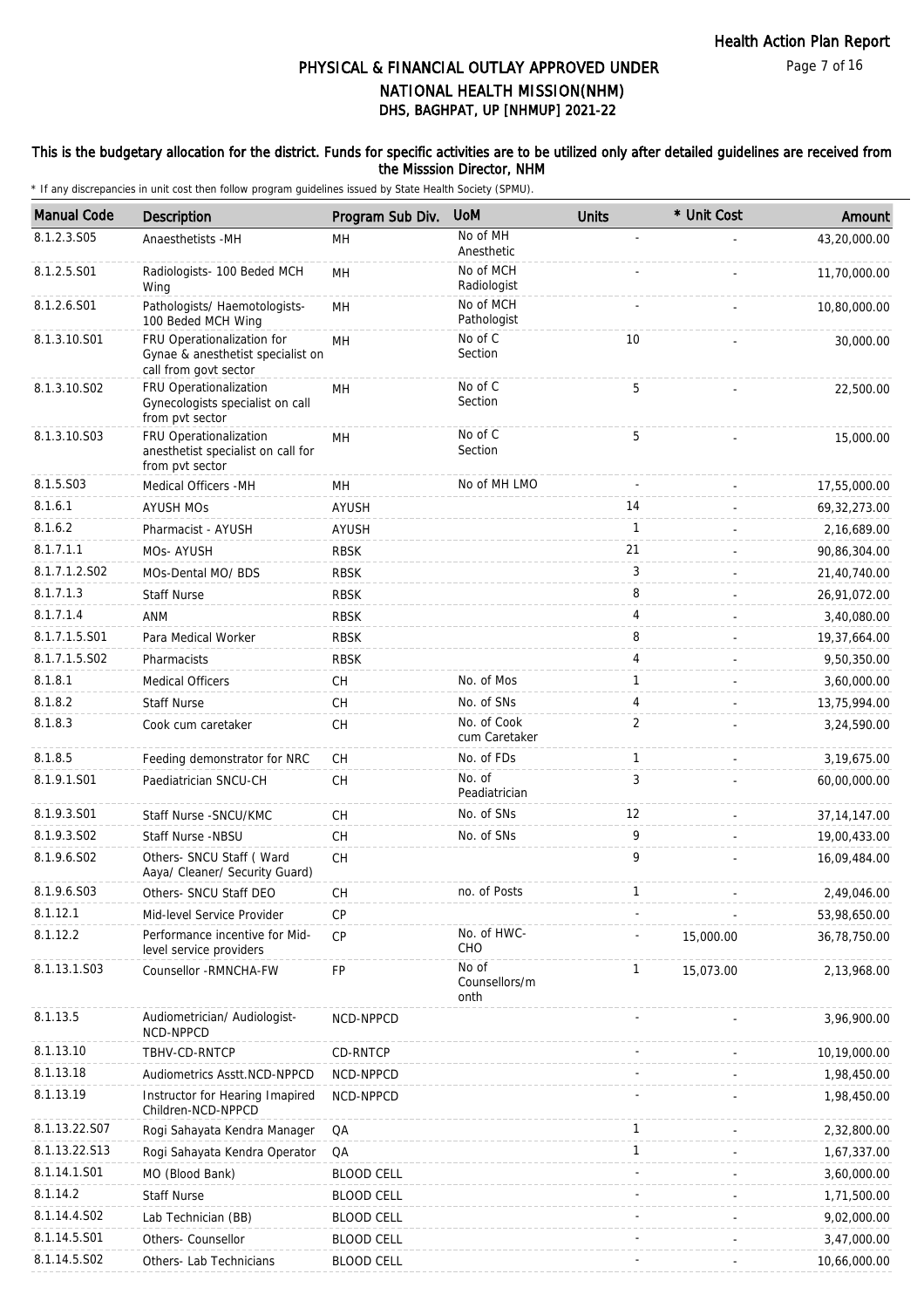# PHYSICAL & FINANCIAL OUTLAY APPROVED UNDER NATIONAL HEALTH MISSION(NHM)
## DHS, BAGHPAT, UP [NHMUP] 2021-22

**This is the budgetary allocation for the district. Funds for specific activities are to be utilized only after detailed guidelines are received from the Misssion Director, NHM**

\* If any discrepancies in unit cost then follow program guidelines issued by State Health Society (SPMU).

| Manual Code | Description | Program Sub Div. | UoM | Units | * Unit Cost | Amount |
|---|---|---|---|---|---|---|
| 8.1.2.3.S05 | Anaesthetists -MH | MH | No of MH Anesthetic | - | - | 43,20,000.00 |
| 8.1.2.5.S01 | Radiologists- 100 Beded MCH Wing | MH | No of MCH Radiologist | - | - | 11,70,000.00 |
| 8.1.2.6.S01 | Pathologists/ Haemotologists- 100 Beded MCH Wing | MH | No of MCH Pathologist | - | - | 10,80,000.00 |
| 8.1.3.10.S01 | FRU Operationalization for Gynae & anesthetist specialist on call from govt sector | MH | No of C Section | 10 | - | 30,000.00 |
| 8.1.3.10.S02 | FRU Operationalization Gynecologists specialist on call from pvt sector | MH | No of C Section | 5 | - | 22,500.00 |
| 8.1.3.10.S03 | FRU Operationalization anesthetist specialist on call for from pvt sector | MH | No of C Section | 5 | - | 15,000.00 |
| 8.1.5.S03 | Medical Officers -MH | MH | No of MH LMO | - | - | 17,55,000.00 |
| 8.1.6.1 | AYUSH MOs | AYUSH | | 14 | - | 69,32,273.00 |
| 8.1.6.2 | Pharmacist - AYUSH | AYUSH | | 1 | - | 2,16,689.00 |
| 8.1.7.1.1 | MOs- AYUSH | RBSK | | 21 | - | 90,86,304.00 |
| 8.1.7.1.2.S02 | MOs-Dental MO/ BDS | RBSK | | 3 | - | 21,40,740.00 |
| 8.1.7.1.3 | Staff Nurse | RBSK | | 8 | - | 26,91,072.00 |
| 8.1.7.1.4 | ANM | RBSK | | 4 | - | 3,40,080.00 |
| 8.1.7.1.5.S01 | Para Medical Worker | RBSK | | 8 | - | 19,37,664.00 |
| 8.1.7.1.5.S02 | Pharmacists | RBSK | | 4 | - | 9,50,350.00 |
| 8.1.8.1 | Medical Officers | CH | No. of Mos | 1 | - | 3,60,000.00 |
| 8.1.8.2 | Staff Nurse | CH | No. of SNs | 4 | - | 13,75,994.00 |
| 8.1.8.3 | Cook cum caretaker | CH | No. of Cook cum Caretaker | 2 | - | 3,24,590.00 |
| 8.1.8.5 | Feeding demonstrator for NRC | CH | No. of FDs | 1 | - | 3,19,675.00 |
| 8.1.9.1.S01 | Paediatrician SNCU-CH | CH | No. of Peadiatrician | 3 | - | 60,00,000.00 |
| 8.1.9.3.S01 | Staff Nurse -SNCU/KMC | CH | No. of SNs | 12 | - | 37,14,147.00 |
| 8.1.9.3.S02 | Staff Nurse -NBSU | CH | No. of SNs | 9 | - | 19,00,433.00 |
| 8.1.9.6.S02 | Others- SNCU Staff ( Ward Aaya/ Cleaner/ Security Guard) | CH | | 9 | - | 16,09,484.00 |
| 8.1.9.6.S03 | Others- SNCU Staff DEO | CH | no. of Posts | 1 | - | 2,49,046.00 |
| 8.1.12.1 | Mid-level Service Provider | CP | | - | - | 53,98,650.00 |
| 8.1.12.2 | Performance incentive for Mid-level service providers | CP | No. of HWC-CHO | - | 15,000.00 | 36,78,750.00 |
| 8.1.13.1.S03 | Counsellor -RMNCHA-FW | FP | No of Counsellors/month | 1 | 15,073.00 | 2,13,968.00 |
| 8.1.13.5 | Audiometrician/ Audiologist-NCD-NPPCD | NCD-NPPCD | | - | - | 3,96,900.00 |
| 8.1.13.10 | TBHV-CD-RNTCP | CD-RNTCP | | - | - | 10,19,000.00 |
| 8.1.13.18 | Audiometrics Asstt.NCD-NPPCD | NCD-NPPCD | | - | - | 1,98,450.00 |
| 8.1.13.19 | Instructor for Hearing Imapired Children-NCD-NPPCD | NCD-NPPCD | | - | - | 1,98,450.00 |
| 8.1.13.22.S07 | Rogi Sahayata Kendra Manager | QA | | 1 | - | 2,32,800.00 |
| 8.1.13.22.S13 | Rogi Sahayata Kendra Operator | QA | | 1 | - | 1,67,337.00 |
| 8.1.14.1.S01 | MO (Blood Bank) | BLOOD CELL | | - | - | 3,60,000.00 |
| 8.1.14.2 | Staff Nurse | BLOOD CELL | | - | - | 1,71,500.00 |
| 8.1.14.4.S02 | Lab Technician (BB) | BLOOD CELL | | - | - | 9,02,000.00 |
| 8.1.14.5.S01 | Others- Counsellor | BLOOD CELL | | - | - | 3,47,000.00 |
| 8.1.14.5.S02 | Others- Lab Technicians | BLOOD CELL | | - | - | 10,66,000.00 |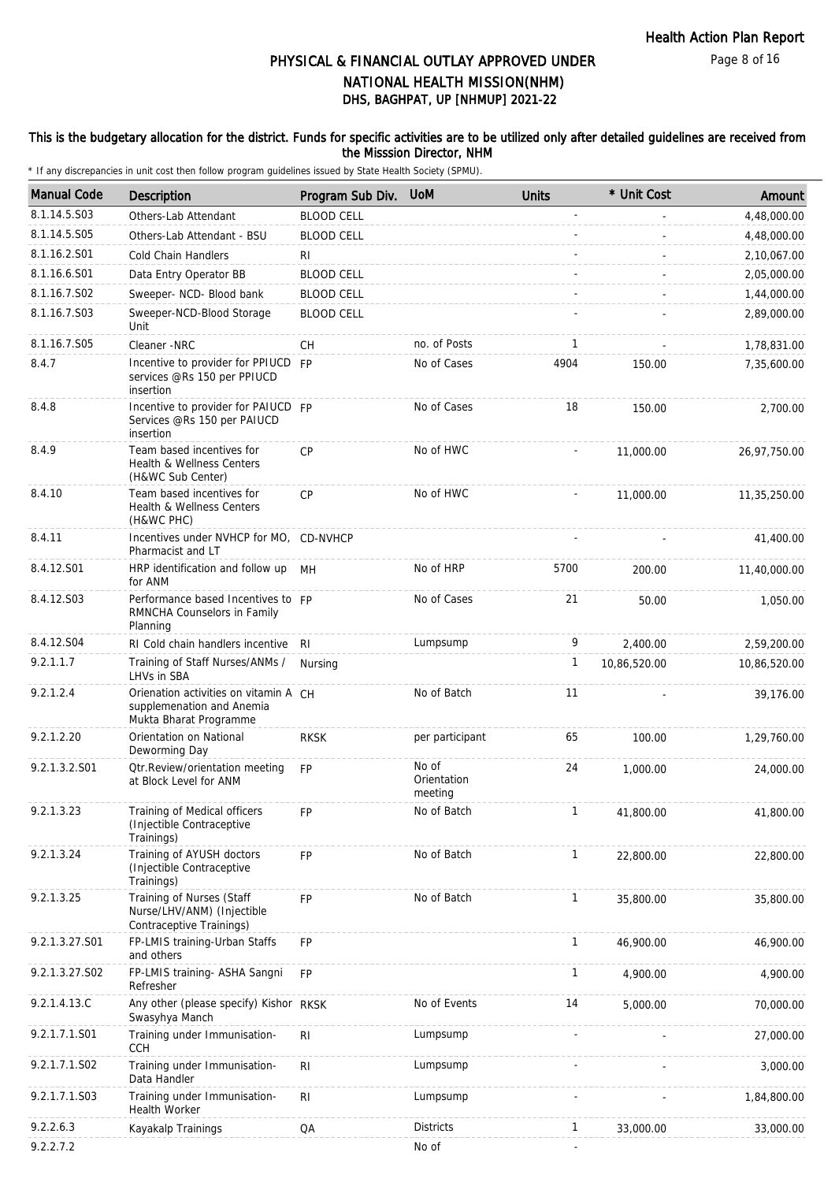Health Action Plan Report

# PHYSICAL & FINANCIAL OUTLAY APPROVED UNDER NATIONAL HEALTH MISSION(NHM)
## DHS, BAGHPAT, UP [NHMUP] 2021-22

**This is the budgetary allocation for the district. Funds for specific activities are to be utilized only after detailed guidelines are received from the Misssion Director, NHM**

\* If any discrepancies in unit cost then follow program guidelines issued by State Health Society (SPMU).

| Manual Code | Description | Program Sub Div. | UoM | Units | * Unit Cost | Amount |
|---|---|---|---|---|---|---|
| 8.1.14.5.S03 | Others-Lab Attendant | BLOOD CELL | | - | - | 4,48,000.00 |
| 8.1.14.5.S05 | Others-Lab Attendant - BSU | BLOOD CELL | | - | - | 4,48,000.00 |
| 8.1.16.2.S01 | Cold Chain Handlers | RI | | - | - | 2,10,067.00 |
| 8.1.16.6.S01 | Data Entry Operator BB | BLOOD CELL | | - | - | 2,05,000.00 |
| 8.1.16.7.S02 | Sweeper- NCD- Blood bank | BLOOD CELL | | - | - | 1,44,000.00 |
| 8.1.16.7.S03 | Sweeper-NCD-Blood Storage Unit | BLOOD CELL | | - | - | 2,89,000.00 |
| 8.1.16.7.S05 | Cleaner -NRC | CH | no. of Posts | 1 | - | 1,78,831.00 |
| 8.4.7 | Incentive to provider for PPIUCD services @Rs 150 per PPIUCD insertion | FP | No of Cases | 4904 | 150.00 | 7,35,600.00 |
| 8.4.8 | Incentive to provider for PAIUCD Services @Rs 150 per PAIUCD insertion | FP | No of Cases | 18 | 150.00 | 2,700.00 |
| 8.4.9 | Team based incentives for Health & Wellness Centers (H&WC Sub Center) | CP | No of HWC | - | 11,000.00 | 26,97,750.00 |
| 8.4.10 | Team based incentives for Health & Wellness Centers (H&WC PHC) | CP | No of HWC | - | 11,000.00 | 11,35,250.00 |
| 8.4.11 | Incentives under NVHCP for MO, Pharmacist and LT | CD-NVHCP | | - | - | 41,400.00 |
| 8.4.12.S01 | HRP identification and follow up for ANM | MH | No of HRP | 5700 | 200.00 | 11,40,000.00 |
| 8.4.12.S03 | Performance based Incentives to RMNCHA Counselors in Family Planning | FP | No of Cases | 21 | 50.00 | 1,050.00 |
| 8.4.12.S04 | RI Cold chain handlers incentive | RI | Lumpsump | 9 | 2,400.00 | 2,59,200.00 |
| 9.2.1.1.7 | Training of Staff Nurses/ANMs / LHVs in SBA | Nursing | | 1 | 10,86,520.00 | 10,86,520.00 |
| 9.2.1.2.4 | Orienation activities on vitamin A supplemenation and Anemia Mukta Bharat Programme | CH | No of Batch | 11 | - | 39,176.00 |
| 9.2.1.2.20 | Orientation on National Deworming Day | RKSK | per participant | 65 | 100.00 | 1,29,760.00 |
| 9.2.1.3.2.S01 | Qtr.Review/orientation meeting at Block Level for ANM | FP | No of Orientation meeting | 24 | 1,000.00 | 24,000.00 |
| 9.2.1.3.23 | Training of Medical officers (Injectible Contraceptive Trainings) | FP | No of Batch | 1 | 41,800.00 | 41,800.00 |
| 9.2.1.3.24 | Training of AYUSH doctors (Injectible Contraceptive Trainings) | FP | No of Batch | 1 | 22,800.00 | 22,800.00 |
| 9.2.1.3.25 | Training of Nurses (Staff Nurse/LHV/ANM) (Injectible Contraceptive Trainings) | FP | No of Batch | 1 | 35,800.00 | 35,800.00 |
| 9.2.1.3.27.S01 | FP-LMIS training-Urban Staffs and others | FP | | 1 | 46,900.00 | 46,900.00 |
| 9.2.1.3.27.S02 | FP-LMIS training- ASHA Sangni Refresher | FP | | 1 | 4,900.00 | 4,900.00 |
| 9.2.1.4.13.C | Any other (please specify) Kishor Swasyhya Manch | RKSK | No of Events | 14 | 5,000.00 | 70,000.00 |
| 9.2.1.7.1.S01 | Training under Immunisation-CCH | RI | Lumpsump | - | - | 27,000.00 |
| 9.2.1.7.1.S02 | Training under Immunisation-Data Handler | RI | Lumpsump | - | - | 3,000.00 |
| 9.2.1.7.1.S03 | Training under Immunisation-Health Worker | RI | Lumpsump | - | - | 1,84,800.00 |
| 9.2.2.6.3 | Kayakalp Trainings | QA | Districts | 1 | 33,000.00 | 33,000.00 |
| 9.2.2.7.2 | | | No of | - | | |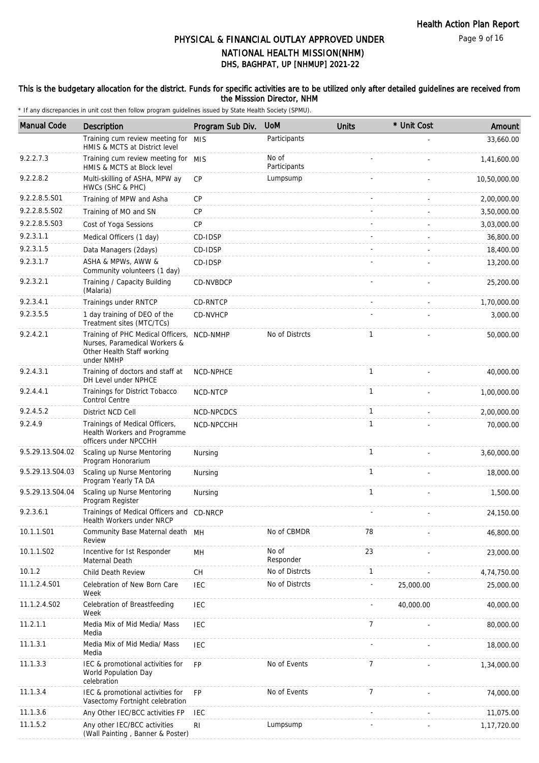# PHYSICAL & FINANCIAL OUTLAY APPROVED UNDER NATIONAL HEALTH MISSION(NHM)
## DHS, BAGHPAT, UP [NHMUP] 2021-22

### This is the budgetary allocation for the district. Funds for specific activities are to be utilized only after detailed guidelines are received from the Misssion Director, NHM

\* If any discrepancies in unit cost then follow program guidelines issued by State Health Society (SPMU).

| Manual Code | Description | Program Sub Div. | UoM | Units | * Unit Cost | Amount |
|---|---|---|---|---|---|---|
| | Training cum review meeting for HMIS & MCTS at District level | MIS | Participants | | - | 33,660.00 |
| 9.2.2.7.3 | Training cum review meeting for HMIS & MCTS at Block level | MIS | No of Participants | - | - | 1,41,600.00 |
| 9.2.2.8.2 | Multi-skilling of ASHA, MPW ay HWCs (SHC & PHC) | CP | Lumpsump | - | - | 10,50,000.00 |
| 9.2.2.8.5.S01 | Training of MPW and Asha | CP | | - | - | 2,00,000.00 |
| 9.2.2.8.5.S02 | Training of MO and SN | CP | | - | - | 3,50,000.00 |
| 9.2.2.8.5.S03 | Cost of Yoga Sessions | CP | | - | - | 3,03,000.00 |
| 9.2.3.1.1 | Medical Officers (1 day) | CD-IDSP | | - | - | 36,800.00 |
| 9.2.3.1.5 | Data Managers (2days) | CD-IDSP | | - | - | 18,400.00 |
| 9.2.3.1.7 | ASHA & MPWs, AWW & Community volunteers (1 day) | CD-IDSP | | - | - | 13,200.00 |
| 9.2.3.2.1 | Training / Capacity Building (Malaria) | CD-NVBDCP | | - | - | 25,200.00 |
| 9.2.3.4.1 | Trainings under RNTCP | CD-RNTCP | | - | - | 1,70,000.00 |
| 9.2.3.5.5 | 1 day training of DEO of the Treatment sites (MTC/TCs) | CD-NVHCP | | - | - | 3,000.00 |
| 9.2.4.2.1 | Training of PHC Medical Officers, Nurses, Paramedical Workers & Other Health Staff working under NMHP | NCD-NMHP | No of Distrcts | 1 | - | 50,000.00 |
| 9.2.4.3.1 | Training of doctors and staff at DH Level under NPHCE | NCD-NPHCE | | 1 | - | 40,000.00 |
| 9.2.4.4.1 | Trainings for District Tobacco Control Centre | NCD-NTCP | | 1 | - | 1,00,000.00 |
| 9.2.4.5.2 | District NCD Cell | NCD-NPCDCS | | 1 | - | 2,00,000.00 |
| 9.2.4.9 | Trainings of Medical Officers, Health Workers and Programme officers under NPCCHH | NCD-NPCCHH | | 1 | - | 70,000.00 |
| 9.5.29.13.S04.02 | Scaling up Nurse Mentoring Program Honorarium | Nursing | | 1 | - | 3,60,000.00 |
| 9.5.29.13.S04.03 | Scaling up Nurse Mentoring Program Yearly TA DA | Nursing | | 1 | - | 18,000.00 |
| 9.5.29.13.S04.04 | Scaling up Nurse Mentoring Program Register | Nursing | | 1 | - | 1,500.00 |
| 9.2.3.6.1 | Trainings of Medical Officers and Health Workers under NRCP | CD-NRCP | | - | - | 24,150.00 |
| 10.1.1.S01 | Community Base Maternal death Review | MH | No of CBMDR | 78 | - | 46,800.00 |
| 10.1.1.S02 | Incentive for Ist Responder Maternal Death | MH | No of Responder | 23 | - | 23,000.00 |
| 10.1.2 | Child Death Review | CH | No of Distrcts | 1 | - | 4,74,750.00 |
| 11.1.2.4.S01 | Celebration of New Born Care Week | IEC | No of Distrcts | - | 25,000.00 | 25,000.00 |
| 11.1.2.4.S02 | Celebration of Breastfeeding Week | IEC | | - | 40,000.00 | 40,000.00 |
| 11.2.1.1 | Media Mix of Mid Media/ Mass Media | IEC | | 7 | - | 80,000.00 |
| 11.1.3.1 | Media Mix of Mid Media/ Mass Media | IEC | | - | - | 18,000.00 |
| 11.1.3.3 | IEC & promotional activities for World Population Day celebration | FP | No of Events | 7 | - | 1,34,000.00 |
| 11.1.3.4 | IEC & promotional activities for Vasectomy Fortnight celebration | FP | No of Events | 7 | - | 74,000.00 |
| 11.1.3.6 | Any Other IEC/BCC activities FP | IEC | | - | - | 11,075.00 |
| 11.1.5.2 | Any other IEC/BCC activities (Wall Painting , Banner & Poster) | RI | Lumpsump | - | - | 1,17,720.00 |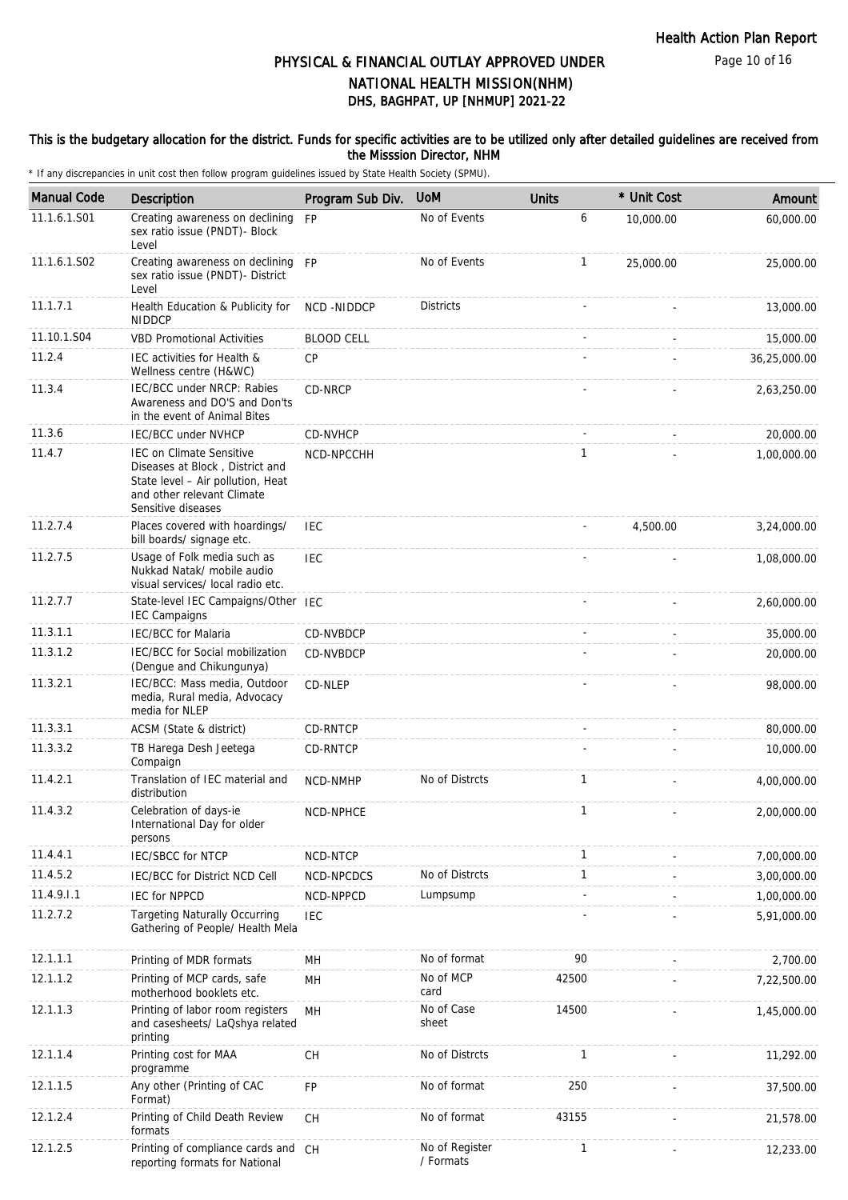# PHYSICAL & FINANCIAL OUTLAY APPROVED UNDER NATIONAL HEALTH MISSION(NHM)
## DHS, BAGHPAT, UP [NHMUP] 2021-22

**This is the budgetary allocation for the district. Funds for specific activities are to be utilized only after detailed guidelines are received from the Misssion Director, NHM**

* If any discrepancies in unit cost then follow program guidelines issued by State Health Society (SPMU).

| Manual Code | Description | Program Sub Div. | UoM | Units | * Unit Cost | Amount |
|---|---|---|---|---|---|---|
| 11.1.6.1.S01 | Creating awareness on declining sex ratio issue (PNDT)- Block Level | FP | No of Events | 6 | 10,000.00 | 60,000.00 |
| 11.1.6.1.S02 | Creating awareness on declining sex ratio issue (PNDT)- District Level | FP | No of Events | 1 | 25,000.00 | 25,000.00 |
| 11.1.7.1 | Health Education & Publicity for NIDDCP | NCD -NIDDCP | Districts | - | - | 13,000.00 |
| 11.10.1.S04 | VBD Promotional Activities | BLOOD CELL | | - | - | 15,000.00 |
| 11.2.4 | IEC activities for Health & Wellness centre (H&WC) | CP | | - | - | 36,25,000.00 |
| 11.3.4 | IEC/BCC under NRCP: Rabies Awareness and DO'S and Don'ts in the event of Animal Bites | CD-NRCP | | - | - | 2,63,250.00 |
| 11.3.6 | IEC/BCC under NVHCP | CD-NVHCP | | - | - | 20,000.00 |
| 11.4.7 | IEC on Climate Sensitive Diseases at Block , District and State level – Air pollution, Heat and other relevant Climate Sensitive diseases | NCD-NPCCHH | | 1 | - | 1,00,000.00 |
| 11.2.7.4 | Places covered with hoardings/ bill boards/ signage etc. | IEC | | - | 4,500.00 | 3,24,000.00 |
| 11.2.7.5 | Usage of Folk media such as Nukkad Natak/ mobile audio visual services/ local radio etc. | IEC | | - | - | 1,08,000.00 |
| 11.2.7.7 | State-level IEC Campaigns/Other IEC Campaigns | IEC | | - | - | 2,60,000.00 |
| 11.3.1.1 | IEC/BCC for Malaria | CD-NVBDCP | | - | - | 35,000.00 |
| 11.3.1.2 | IEC/BCC for Social mobilization (Dengue and Chikungunya) | CD-NVBDCP | | - | - | 20,000.00 |
| 11.3.2.1 | IEC/BCC: Mass media, Outdoor media, Rural media, Advocacy media for NLEP | CD-NLEP | | - | - | 98,000.00 |
| 11.3.3.1 | ACSM (State & district) | CD-RNTCP | | - | - | 80,000.00 |
| 11.3.3.2 | TB Harega Desh Jeetega Compaign | CD-RNTCP | | - | - | 10,000.00 |
| 11.4.2.1 | Translation of IEC material and distribution | NCD-NMHP | No of Distrcts | 1 | - | 4,00,000.00 |
| 11.4.3.2 | Celebration of days-ie International Day for older persons | NCD-NPHCE | | 1 | - | 2,00,000.00 |
| 11.4.4.1 | IEC/SBCC for NTCP | NCD-NTCP | | 1 | - | 7,00,000.00 |
| 11.4.5.2 | IEC/BCC for District NCD Cell | NCD-NPCDCS | No of Distrcts | 1 | - | 3,00,000.00 |
| 11.4.9.I.1 | IEC for NPPCD | NCD-NPPCD | Lumpsump | - | - | 1,00,000.00 |
| 11.2.7.2 | Targeting Naturally Occurring Gathering of People/ Health Mela | IEC | | - | - | 5,91,000.00 |
| 12.1.1.1 | Printing of MDR formats | MH | No of format | 90 | - | 2,700.00 |
| 12.1.1.2 | Printing of MCP cards, safe motherhood booklets etc. | MH | No of MCP card | 42500 | - | 7,22,500.00 |
| 12.1.1.3 | Printing of labor room registers and casesheets/ LaQshya related printing | MH | No of Case sheet | 14500 | - | 1,45,000.00 |
| 12.1.1.4 | Printing cost for MAA programme | CH | No of Distrcts | 1 | - | 11,292.00 |
| 12.1.1.5 | Any other (Printing of CAC Format) | FP | No of format | 250 | - | 37,500.00 |
| 12.1.2.4 | Printing of Child Death Review formats | CH | No of format | 43155 | - | 21,578.00 |
| 12.1.2.5 | Printing of compliance cards and reporting formats for National | CH | No of Register / Formats | 1 | - | 12,233.00 |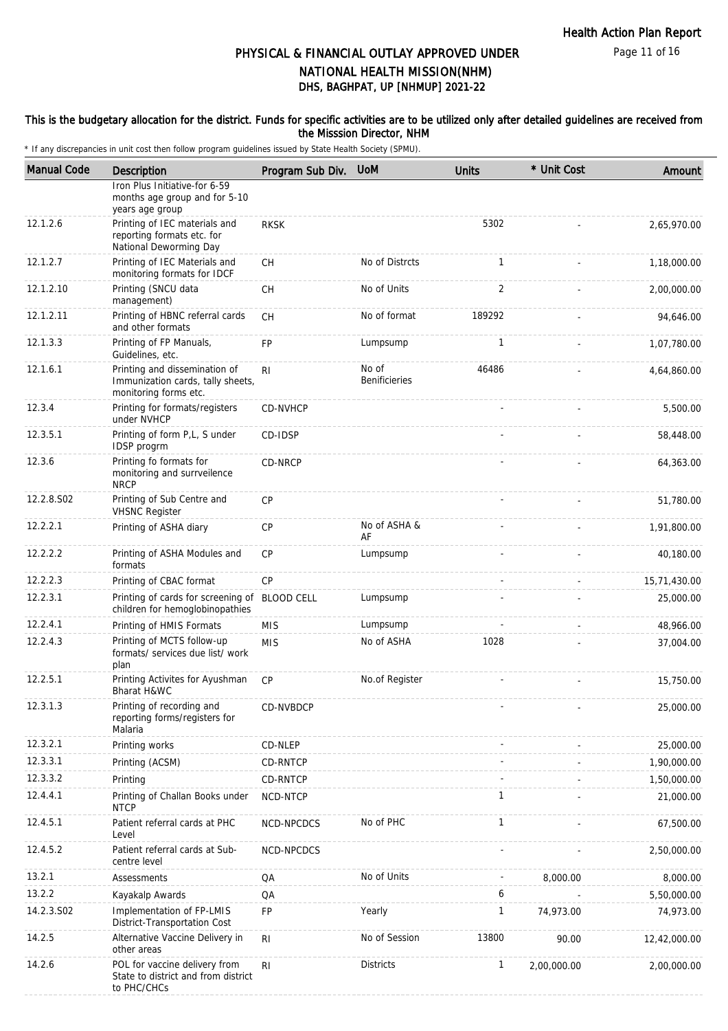## PHYSICAL & FINANCIAL OUTLAY APPROVED UNDER NATIONAL HEALTH MISSION(NHM)
### DHS, BAGHPAT, UP [NHMUP] 2021-22

**This is the budgetary allocation for the district. Funds for specific activities are to be utilized only after detailed guidelines are received from the Misssion Director, NHM**

\* If any discrepancies in unit cost then follow program guidelines issued by State Health Society (SPMU).

| Manual Code | Description | Program Sub Div. | UoM | Units | * Unit Cost | Amount |
|---|---|---|---|---|---|---|
| | Iron Plus Initiative-for 6-59 months age group and for 5-10 years age group | | | | | |
| 12.1.2.6 | Printing of IEC materials and reporting formats etc. for National Deworming Day | RKSK | | 5302 | - | 2,65,970.00 |
| 12.1.2.7 | Printing of IEC Materials and monitoring formats for IDCF | CH | No of Distrcts | 1 | - | 1,18,000.00 |
| 12.1.2.10 | Printing (SNCU data management) | CH | No of Units | 2 | - | 2,00,000.00 |
| 12.1.2.11 | Printing of HBNC referral cards and other formats | CH | No of format | 189292 | - | 94,646.00 |
| 12.1.3.3 | Printing of FP Manuals, Guidelines, etc. | FP | Lumpsump | 1 | - | 1,07,780.00 |
| 12.1.6.1 | Printing and dissemination of Immunization cards, tally sheets, monitoring forms etc. | RI | No of Benificieries | 46486 | - | 4,64,860.00 |
| 12.3.4 | Printing for formats/registers under NVHCP | CD-NVHCP | | - | - | 5,500.00 |
| 12.3.5.1 | Printing of form P,L, S under IDSP progrm | CD-IDSP | | - | - | 58,448.00 |
| 12.3.6 | Printing fo formats for monitoring and surrveilence NRCP | CD-NRCP | | - | - | 64,363.00 |
| 12.2.8.S02 | Printing of Sub Centre and VHSNC Register | CP | | - | - | 51,780.00 |
| 12.2.2.1 | Printing of ASHA diary | CP | No of ASHA & AF | - | - | 1,91,800.00 |
| 12.2.2.2 | Printing of ASHA Modules and formats | CP | Lumpsump | - | - | 40,180.00 |
| 12.2.2.3 | Printing of CBAC format | CP | | - | - | 15,71,430.00 |
| 12.2.3.1 | Printing of cards for screening of children for hemoglobinopathies | BLOOD CELL | Lumpsump | - | - | 25,000.00 |
| 12.2.4.1 | Printing of HMIS Formats | MIS | Lumpsump | - | - | 48,966.00 |
| 12.2.4.3 | Printing of MCTS follow-up formats/ services due list/ work plan | MIS | No of ASHA | 1028 | - | 37,004.00 |
| 12.2.5.1 | Printing Activites for Ayushman Bharat H&WC | CP | No.of Register | - | - | 15,750.00 |
| 12.3.1.3 | Printing of recording and reporting forms/registers for Malaria | CD-NVBDCP | | - | - | 25,000.00 |
| 12.3.2.1 | Printing works | CD-NLEP | | - | - | 25,000.00 |
| 12.3.3.1 | Printing (ACSM) | CD-RNTCP | | - | - | 1,90,000.00 |
| 12.3.3.2 | Printing | CD-RNTCP | | - | - | 1,50,000.00 |
| 12.4.4.1 | Printing of Challan Books under NTCP | NCD-NTCP | | 1 | - | 21,000.00 |
| 12.4.5.1 | Patient referral cards at PHC Level | NCD-NPCDCS | No of PHC | 1 | - | 67,500.00 |
| 12.4.5.2 | Patient referral cards at Sub-centre level | NCD-NPCDCS | | - | - | 2,50,000.00 |
| 13.2.1 | Assessments | QA | No of Units | - | 8,000.00 | 8,000.00 |
| 13.2.2 | Kayakalp Awards | QA | | 6 | - | 5,50,000.00 |
| 14.2.3.S02 | Implementation of FP-LMIS District-Transportation Cost | FP | Yearly | 1 | 74,973.00 | 74,973.00 |
| 14.2.5 | Alternative Vaccine Delivery in other areas | RI | No of Session | 13800 | 90.00 | 12,42,000.00 |
| 14.2.6 | POL for vaccine delivery from State to district and from district to PHC/CHCs | RI | Districts | 1 | 2,00,000.00 | 2,00,000.00 |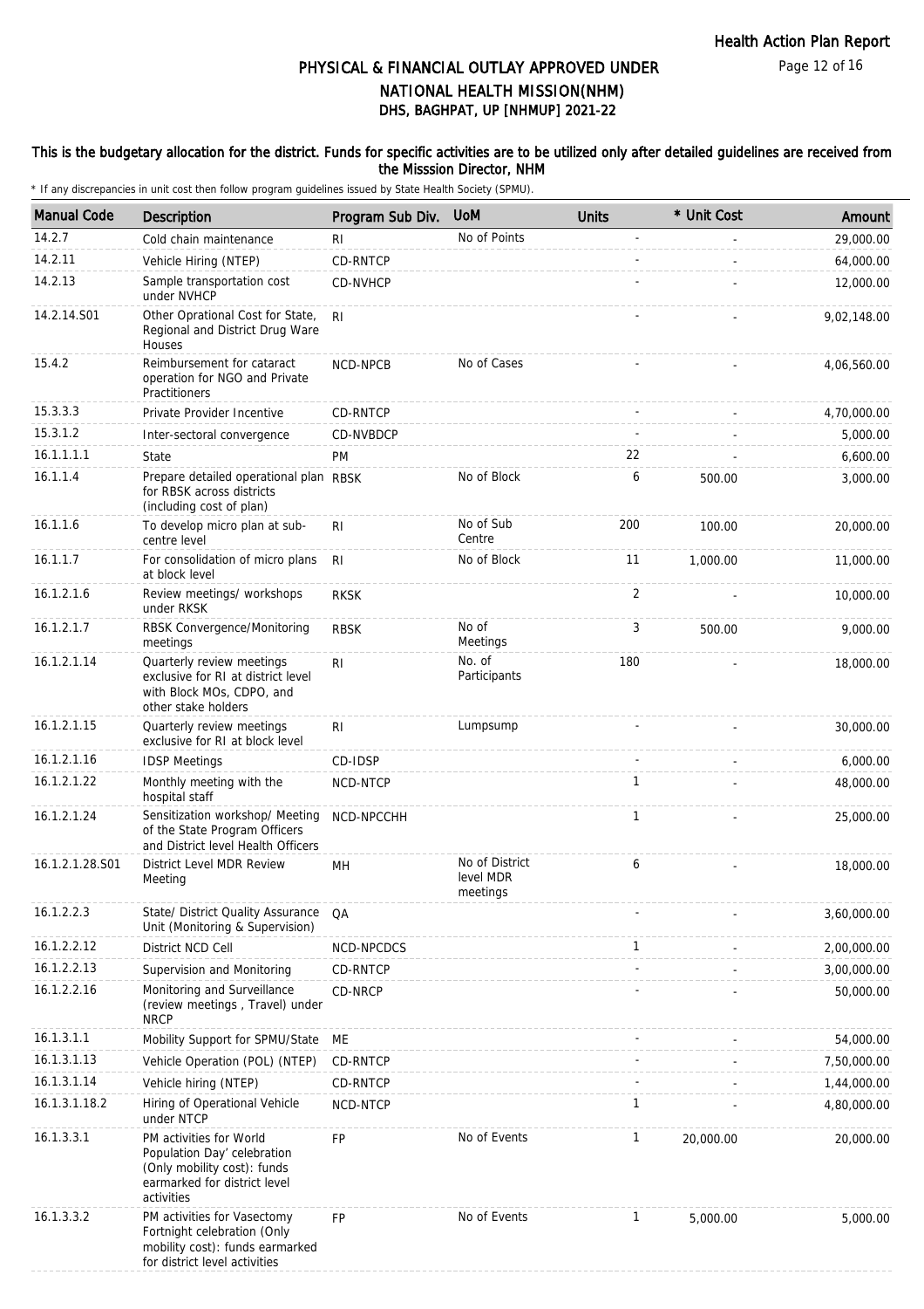# PHYSICAL & FINANCIAL OUTLAY APPROVED UNDER NATIONAL HEALTH MISSION(NHM)

## DHS, BAGHPAT, UP [NHMUP] 2021-22

### This is the budgetary allocation for the district. Funds for specific activities are to be utilized only after detailed guidelines are received from the Misssion Director, NHM

\* If any discrepancies in unit cost then follow program guidelines issued by State Health Society (SPMU).

| Manual Code | Description | Program Sub Div. | UoM | Units | * Unit Cost | Amount |
|---|---|---|---|---|---|---|
| 14.2.7 | Cold chain maintenance | RI | No of Points | - | - | 29,000.00 |
| 14.2.11 | Vehicle Hiring (NTEP) | CD-RNTCP | | - | - | 64,000.00 |
| 14.2.13 | Sample transportation cost under NVHCP | CD-NVHCP | | - | - | 12,000.00 |
| 14.2.14.S01 | Other Oprational Cost for State, Regional and District Drug Ware Houses | RI | | - | - | 9,02,148.00 |
| 15.4.2 | Reimbursement for cataract operation for NGO and Private Practitioners | NCD-NPCB | No of Cases | - | - | 4,06,560.00 |
| 15.3.3.3 | Private Provider Incentive | CD-RNTCP | | - | - | 4,70,000.00 |
| 15.3.1.2 | Inter-sectoral convergence | CD-NVBDCP | | - | - | 5,000.00 |
| 16.1.1.1.1 | State | PM | | 22 | - | 6,600.00 |
| 16.1.1.4 | Prepare detailed operational plan for RBSK across districts (including cost of plan) | RBSK | No of Block | 6 | 500.00 | 3,000.00 |
| 16.1.1.6 | To develop micro plan at sub-centre level | RI | No of Sub Centre | 200 | 100.00 | 20,000.00 |
| 16.1.1.7 | For consolidation of micro plans at block level | RI | No of Block | 11 | 1,000.00 | 11,000.00 |
| 16.1.2.1.6 | Review meetings/ workshops under RKSK | RKSK | | 2 | - | 10,000.00 |
| 16.1.2.1.7 | RBSK Convergence/Monitoring meetings | RBSK | No of Meetings | 3 | 500.00 | 9,000.00 |
| 16.1.2.1.14 | Quarterly review meetings exclusive for RI at district level with Block MOs, CDPO, and other stake holders | RI | No. of Participants | 180 | - | 18,000.00 |
| 16.1.2.1.15 | Quarterly review meetings exclusive for RI at block level | RI | Lumpsump | - | - | 30,000.00 |
| 16.1.2.1.16 | IDSP Meetings | CD-IDSP | | - | - | 6,000.00 |
| 16.1.2.1.22 | Monthly meeting with the hospital staff | NCD-NTCP | | 1 | - | 48,000.00 |
| 16.1.2.1.24 | Sensitization workshop/ Meeting of the State Program Officers and District level Health Officers | NCD-NPCCHH | | 1 | - | 25,000.00 |
| 16.1.2.1.28.S01 | District Level MDR Review Meeting | MH | No of District level MDR meetings | 6 | - | 18,000.00 |
| 16.1.2.2.3 | State/ District Quality Assurance Unit (Monitoring & Supervision) | QA | | - | - | 3,60,000.00 |
| 16.1.2.2.12 | District NCD Cell | NCD-NPCDCS | | 1 | - | 2,00,000.00 |
| 16.1.2.2.13 | Supervision and Monitoring | CD-RNTCP | | - | - | 3,00,000.00 |
| 16.1.2.2.16 | Monitoring and Surveillance (review meetings , Travel) under NRCP | CD-NRCP | | - | - | 50,000.00 |
| 16.1.3.1.1 | Mobility Support for SPMU/State | ME | | - | - | 54,000.00 |
| 16.1.3.1.13 | Vehicle Operation (POL) (NTEP) | CD-RNTCP | | - | - | 7,50,000.00 |
| 16.1.3.1.14 | Vehicle hiring (NTEP) | CD-RNTCP | | - | - | 1,44,000.00 |
| 16.1.3.1.18.2 | Hiring of Operational Vehicle under NTCP | NCD-NTCP | | 1 | - | 4,80,000.00 |
| 16.1.3.3.1 | PM activities for World Population Day' celebration (Only mobility cost): funds earmarked for district level activities | FP | No of Events | 1 | 20,000.00 | 20,000.00 |
| 16.1.3.3.2 | PM activities for Vasectomy Fortnight celebration (Only mobility cost): funds earmarked for district level activities | FP | No of Events | 1 | 5,000.00 | 5,000.00 |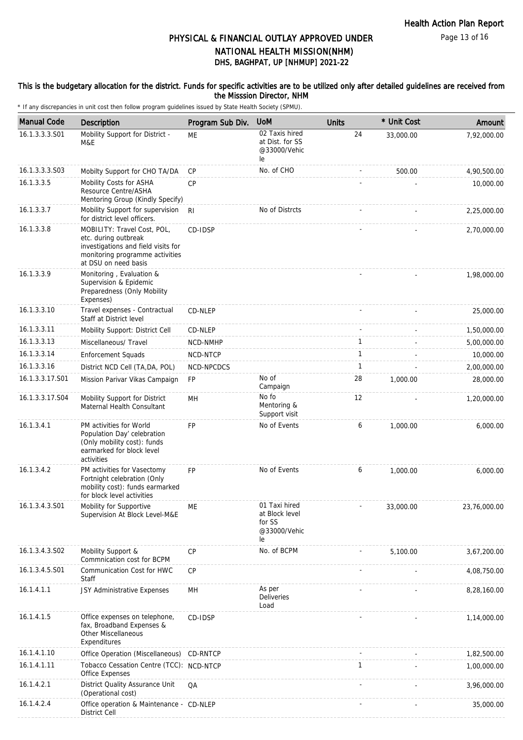# PHYSICAL & FINANCIAL OUTLAY APPROVED UNDER NATIONAL HEALTH MISSION(NHM)
## DHS, BAGHPAT, UP [NHMUP] 2021-22

**This is the budgetary allocation for the district. Funds for specific activities are to be utilized only after detailed guidelines are received from the Misssion Director, NHM**

\* If any discrepancies in unit cost then follow program guidelines issued by State Health Society (SPMU).

| Manual Code | Description | Program Sub Div. | UoM | Units | * Unit Cost | Amount |
|---|---|---|---|---|---|---|
| 16.1.3.3.3.S01 | Mobility Support for District - M&E | ME | 02 Taxis hired at Dist. for SS @33000/Vehicle | 24 | 33,000.00 | 7,92,000.00 |
| 16.1.3.3.3.S03 | Mobilty Support for CHO TA/DA | CP | No. of CHO | - | 500.00 | 4,90,500.00 |
| 16.1.3.3.5 | Mobility Costs for ASHA Resource Centre/ASHA Mentoring Group (Kindly Specify) | CP | | - | - | 10,000.00 |
| 16.1.3.3.7 | Mobility Support for supervision for district level officers. | RI | No of Distrcts | - | - | 2,25,000.00 |
| 16.1.3.3.8 | MOBILITY: Travel Cost, POL, etc. during outbreak investigations and field visits for monitoring programme activities at DSU on need basis | CD-IDSP | | - | - | 2,70,000.00 |
| 16.1.3.3.9 | Monitoring , Evaluation & Supervision & Epidemic Preparedness (Only Mobility Expenses) | | | - | - | 1,98,000.00 |
| 16.1.3.3.10 | Travel expenses - Contractual Staff at District level | CD-NLEP | | - | - | 25,000.00 |
| 16.1.3.3.11 | Mobility Support: District Cell | CD-NLEP | | - | - | 1,50,000.00 |
| 16.1.3.3.13 | Miscellaneous/ Travel | NCD-NMHP | | 1 | - | 5,00,000.00 |
| 16.1.3.3.14 | Enforcement Squads | NCD-NTCP | | 1 | - | 10,000.00 |
| 16.1.3.3.16 | District NCD Cell (TA,DA, POL) | NCD-NPCDCS | | 1 | - | 2,00,000.00 |
| 16.1.3.3.17.S01 | Mission Parivar Vikas Campaign | FP | No of Campaign | 28 | 1,000.00 | 28,000.00 |
| 16.1.3.3.17.S04 | Mobility Support for District Maternal Health Consultant | MH | No fo Mentoring & Support visit | 12 | - | 1,20,000.00 |
| 16.1.3.4.1 | PM activities for World Population Day' celebration (Only mobility cost): funds earmarked for block level activities | FP | No of Events | 6 | 1,000.00 | 6,000.00 |
| 16.1.3.4.2 | PM activities for Vasectomy Fortnight celebration (Only mobility cost): funds earmarked for block level activities | FP | No of Events | 6 | 1,000.00 | 6,000.00 |
| 16.1.3.4.3.S01 | Mobility for Supportive Supervision At Block Level-M&E | ME | 01 Taxi hired at Block level for SS @33000/Vehicle | - | 33,000.00 | 23,76,000.00 |
| 16.1.3.4.3.S02 | Mobility Support & Commnication cost for BCPM | CP | No. of BCPM | - | 5,100.00 | 3,67,200.00 |
| 16.1.3.4.5.S01 | Communication Cost for HWC Staff | CP | | - | - | 4,08,750.00 |
| 16.1.4.1.1 | JSY Administrative Expenses | MH | As per Deliveries Load | - | - | 8,28,160.00 |
| 16.1.4.1.5 | Office expenses on telephone, fax, Broadband Expenses & Other Miscellaneous Expenditures | CD-IDSP | | - | - | 1,14,000.00 |
| 16.1.4.1.10 | Office Operation (Miscellaneous) | CD-RNTCP | | - | - | 1,82,500.00 |
| 16.1.4.1.11 | Tobacco Cessation Centre (TCC): Office Expenses | NCD-NTCP | | 1 | - | 1,00,000.00 |
| 16.1.4.2.1 | District Quality Assurance Unit (Operational cost) | QA | | - | - | 3,96,000.00 |
| 16.1.4.2.4 | Office operation & Maintenance - District Cell | CD-NLEP | | - | - | 35,000.00 |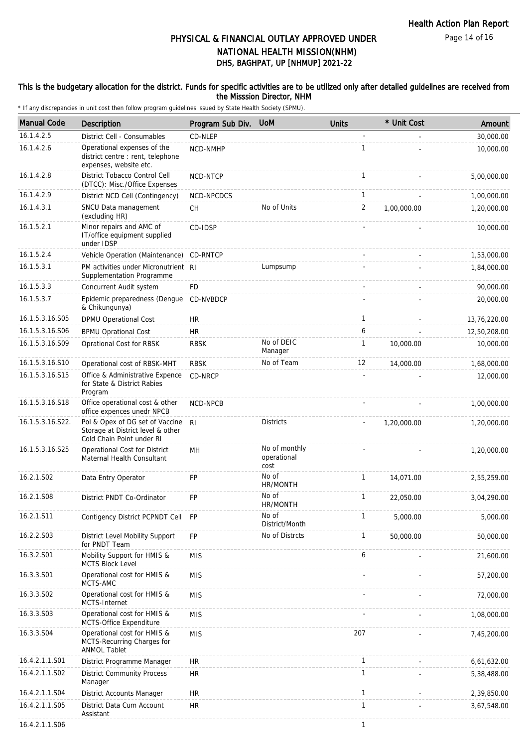# PHYSICAL & FINANCIAL OUTLAY APPROVED UNDER NATIONAL HEALTH MISSION(NHM)

## DHS, BAGHPAT, UP [NHMUP] 2021-22

**This is the budgetary allocation for the district. Funds for specific activities are to be utilized only after detailed guidelines are received from the Misssion Director, NHM**

\* If any discrepancies in unit cost then follow program guidelines issued by State Health Society (SPMU).

| Manual Code | Description | Program Sub Div. | UoM | Units | * Unit Cost | Amount |
|---|---|---|---|---|---|---|
| 16.1.4.2.5 | District Cell - Consumables | CD-NLEP | | - | - | 30,000.00 |
| 16.1.4.2.6 | Operational expenses of the district centre : rent, telephone expenses, website etc. | NCD-NMHP | | 1 | - | 10,000.00 |
| 16.1.4.2.8 | District Tobacco Control Cell (DTCC): Misc./Office Expenses | NCD-NTCP | | 1 | - | 5,00,000.00 |
| 16.1.4.2.9 | District NCD Cell (Contingency) | NCD-NPCDCS | | 1 | - | 1,00,000.00 |
| 16.1.4.3.1 | SNCU Data management (excluding HR) | CH | No of Units | 2 | 1,00,000.00 | 1,20,000.00 |
| 16.1.5.2.1 | Minor repairs and AMC of IT/office equipment supplied under IDSP | CD-IDSP | | - | - | 10,000.00 |
| 16.1.5.2.4 | Vehicle Operation (Maintenance) | CD-RNTCP | | - | - | 1,53,000.00 |
| 16.1.5.3.1 | PM activities under Micronutrient Supplementation Programme | RI | Lumpsump | - | - | 1,84,000.00 |
| 16.1.5.3.3 | Concurrent Audit system | FD | | - | - | 90,000.00 |
| 16.1.5.3.7 | Epidemic preparedness (Dengue & Chikungunya) | CD-NVBDCP | | - | - | 20,000.00 |
| 16.1.5.3.16.S05 | DPMU Operational Cost | HR | | 1 | - | 13,76,220.00 |
| 16.1.5.3.16.S06 | BPMU Oprational Cost | HR | | 6 | - | 12,50,208.00 |
| 16.1.5.3.16.S09 | Oprational Cost for RBSK | RBSK | No of DEIC Manager | 1 | 10,000.00 | 10,000.00 |
| 16.1.5.3.16.S10 | Operational cost of RBSK-MHT | RBSK | No of Team | 12 | 14,000.00 | 1,68,000.00 |
| 16.1.5.3.16.S15 | Office & Administrative Expence for State & District Rabies Program | CD-NRCP | | - | - | 12,000.00 |
| 16.1.5.3.16.S18 | Office operational cost & other office expences unedr NPCB | NCD-NPCB | | - | - | 1,00,000.00 |
| 16.1.5.3.16.S22. | Pol & Opex of DG set of Vaccine Storage at District level & other Cold Chain Point under RI | RI | Districts | - | 1,20,000.00 | 1,20,000.00 |
| 16.1.5.3.16.S25 | Operational Cost for District Maternal Health Consultant | MH | No of monthly operational cost | - | - | 1,20,000.00 |
| 16.2.1.S02 | Data Entry Operator | FP | No of HR/MONTH | 1 | 14,071.00 | 2,55,259.00 |
| 16.2.1.S08 | District PNDT Co-Ordinator | FP | No of HR/MONTH | 1 | 22,050.00 | 3,04,290.00 |
| 16.2.1.S11 | Contigency District PCPNDT Cell | FP | No of District/Month | 1 | 5,000.00 | 5,000.00 |
| 16.2.2.S03 | District Level Mobility Support for PNDT Team | FP | No of Distrcts | 1 | 50,000.00 | 50,000.00 |
| 16.3.2.S01 | Mobility Support for HMIS & MCTS Block Level | MIS | | 6 | - | 21,600.00 |
| 16.3.3.S01 | Operational cost for HMIS & MCTS-AMC | MIS | | - | - | 57,200.00 |
| 16.3.3.S02 | Operational cost for HMIS & MCTS-Internet | MIS | | - | - | 72,000.00 |
| 16.3.3.S03 | Operational cost for HMIS & MCTS-Office Expenditure | MIS | | - | - | 1,08,000.00 |
| 16.3.3.S04 | Operational cost for HMIS & MCTS-Recurring Charges for ANMOL Tablet | MIS | | 207 | - | 7,45,200.00 |
| 16.4.2.1.1.S01 | District Programme Manager | HR | | 1 | - | 6,61,632.00 |
| 16.4.2.1.1.S02 | District Community Process Manager | HR | | 1 | - | 5,38,488.00 |
| 16.4.2.1.1.S04 | District Accounts Manager | HR | | 1 | - | 2,39,850.00 |
| 16.4.2.1.1.S05 | District Data Cum Account Assistant | HR | | 1 | - | 3,67,548.00 |
| 16.4.2.1.1.S06 | | | | 1 | | |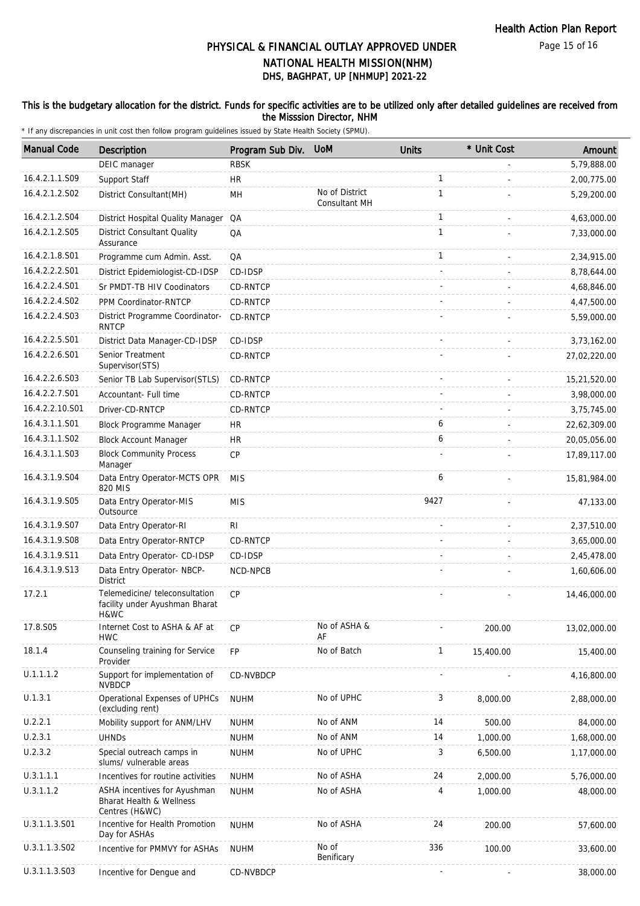# PHYSICAL & FINANCIAL OUTLAY APPROVED UNDER NATIONAL HEALTH MISSION(NHM)
## DHS, BAGHPAT, UP [NHMUP] 2021-22

### This is the budgetary allocation for the district. Funds for specific activities are to be utilized only after detailed guidelines are received from the Misssion Director, NHM

\* If any discrepancies in unit cost then follow program guidelines issued by State Health Society (SPMU).

| Manual Code | Description | Program Sub Div. | UoM | Units | * Unit Cost | Amount |
|---|---|---|---|---|---|---|
| | DEIC manager | RBSK | | | - | 5,79,888.00 |
| 16.4.2.1.1.S09 | Support Staff | HR | | 1 | - | 2,00,775.00 |
| 16.4.2.1.2.S02 | District Consultant(MH) | MH | No of District Consultant MH | 1 | - | 5,29,200.00 |
| 16.4.2.1.2.S04 | District Hospital Quality Manager | QA | | 1 | - | 4,63,000.00 |
| 16.4.2.1.2.S05 | District Consultant Quality Assurance | QA | | 1 | - | 7,33,000.00 |
| 16.4.2.1.8.S01 | Programme cum Admin. Asst. | QA | | 1 | - | 2,34,915.00 |
| 16.4.2.2.2.S01 | District Epidemiologist-CD-IDSP | CD-IDSP | | - | - | 8,78,644.00 |
| 16.4.2.2.4.S01 | Sr PMDT-TB HIV Coodinators | CD-RNTCP | | - | - | 4,68,846.00 |
| 16.4.2.2.4.S02 | PPM Coordinator-RNTCP | CD-RNTCP | | - | - | 4,47,500.00 |
| 16.4.2.2.4.S03 | District Programme Coordinator-RNTCP | CD-RNTCP | | - | - | 5,59,000.00 |
| 16.4.2.2.5.S01 | District Data Manager-CD-IDSP | CD-IDSP | | - | - | 3,73,162.00 |
| 16.4.2.2.6.S01 | Senior Treatment Supervisor(STS) | CD-RNTCP | | - | - | 27,02,220.00 |
| 16.4.2.2.6.S03 | Senior TB Lab Supervisor(STLS) | CD-RNTCP | | - | - | 15,21,520.00 |
| 16.4.2.2.7.S01 | Accountant- Full time | CD-RNTCP | | - | - | 3,98,000.00 |
| 16.4.2.2.10.S01 | Driver-CD-RNTCP | CD-RNTCP | | - | - | 3,75,745.00 |
| 16.4.3.1.1.S01 | Block Programme Manager | HR | | 6 | - | 22,62,309.00 |
| 16.4.3.1.1.S02 | Block Account Manager | HR | | 6 | - | 20,05,056.00 |
| 16.4.3.1.1.S03 | Block Community Process Manager | CP | | - | - | 17,89,117.00 |
| 16.4.3.1.9.S04 | Data Entry Operator-MCTS OPR 820 MIS | MIS | | 6 | - | 15,81,984.00 |
| 16.4.3.1.9.S05 | Data Entry Operator-MIS Outsource | MIS | | 9427 | - | 47,133.00 |
| 16.4.3.1.9.S07 | Data Entry Operator-RI | RI | | - | - | 2,37,510.00 |
| 16.4.3.1.9.S08 | Data Entry Operator-RNTCP | CD-RNTCP | | - | - | 3,65,000.00 |
| 16.4.3.1.9.S11 | Data Entry Operator- CD-IDSP | CD-IDSP | | - | - | 2,45,478.00 |
| 16.4.3.1.9.S13 | Data Entry Operator- NBCP-District | NCD-NPCB | | - | - | 1,60,606.00 |
| 17.2.1 | Telemedicine/ teleconsultation facility under Ayushman Bharat H&WC | CP | | - | - | 14,46,000.00 |
| 17.8.S05 | Internet Cost to ASHA & AF at HWC | CP | No of ASHA & AF | - | 200.00 | 13,02,000.00 |
| 18.1.4 | Counseling training for Service Provider | FP | No of Batch | 1 | 15,400.00 | 15,400.00 |
| U.1.1.1.2 | Support for implementation of NVBDCP | CD-NVBDCP | | - | - | 4,16,800.00 |
| U.1.3.1 | Operational Expenses of UPHCs (excluding rent) | NUHM | No of UPHC | 3 | 8,000.00 | 2,88,000.00 |
| U.2.2.1 | Mobility support for ANM/LHV | NUHM | No of ANM | 14 | 500.00 | 84,000.00 |
| U.2.3.1 | UHNDs | NUHM | No of ANM | 14 | 1,000.00 | 1,68,000.00 |
| U.2.3.2 | Special outreach camps in slums/ vulnerable areas | NUHM | No of UPHC | 3 | 6,500.00 | 1,17,000.00 |
| U.3.1.1.1 | Incentives for routine activities | NUHM | No of ASHA | 24 | 2,000.00 | 5,76,000.00 |
| U.3.1.1.2 | ASHA incentives for Ayushman Bharat Health & Wellness Centres (H&WC) | NUHM | No of ASHA | 4 | 1,000.00 | 48,000.00 |
| U.3.1.1.3.S01 | Incentive for Health Promotion Day for ASHAs | NUHM | No of ASHA | 24 | 200.00 | 57,600.00 |
| U.3.1.1.3.S02 | Incentive for PMMVY for ASHAs | NUHM | No of Benificary | 336 | 100.00 | 33,600.00 |
| U.3.1.1.3.S03 | Incentive for Dengue and | CD-NVBDCP | | - | - | 38,000.00 |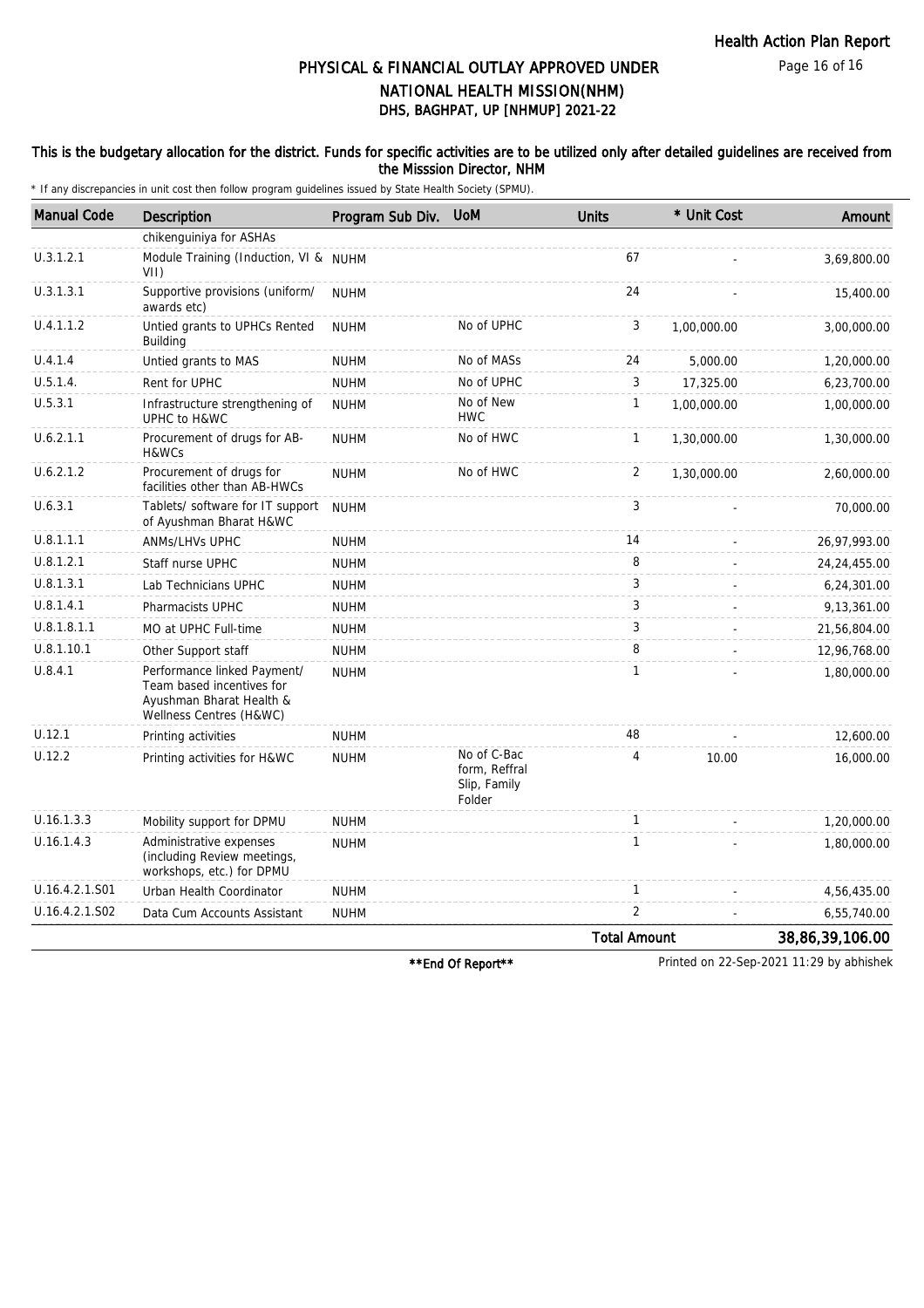# PHYSICAL & FINANCIAL OUTLAY APPROVED UNDER NATIONAL HEALTH MISSION(NHM)

## DHS, BAGHPAT, UP [NHMUP] 2021-22

**This is the budgetary allocation for the district. Funds for specific activities are to be utilized only after detailed guidelines are received from the Misssion Director, NHM**

\* If any discrepancies in unit cost then follow program guidelines issued by State Health Society (SPMU).

| Manual Code | Description | Program Sub Div. | UoM | Units | * Unit Cost | Amount |
|---|---|---|---|---|---|---|
| | chikenguiniya for ASHAs | | | | | |
| U.3.1.2.1 | Module Training (Induction, VI & VII) | NUHM | | 67 | - | 3,69,800.00 |
| U.3.1.3.1 | Supportive provisions (uniform/ awards etc) | NUHM | | 24 | - | 15,400.00 |
| U.4.1.1.2 | Untied grants to UPHCs Rented Building | NUHM | No of UPHC | 3 | 1,00,000.00 | 3,00,000.00 |
| U.4.1.4 | Untied grants to MAS | NUHM | No of MASs | 24 | 5,000.00 | 1,20,000.00 |
| U.5.1.4. | Rent for UPHC | NUHM | No of UPHC | 3 | 17,325.00 | 6,23,700.00 |
| U.5.3.1 | Infrastructure strengthening of UPHC to H&WC | NUHM | No of New HWC | 1 | 1,00,000.00 | 1,00,000.00 |
| U.6.2.1.1 | Procurement of drugs for AB-H&WCs | NUHM | No of HWC | 1 | 1,30,000.00 | 1,30,000.00 |
| U.6.2.1.2 | Procurement of drugs for facilities other than AB-HWCs | NUHM | No of HWC | 2 | 1,30,000.00 | 2,60,000.00 |
| U.6.3.1 | Tablets/ software for IT support of Ayushman Bharat H&WC | NUHM | | 3 | - | 70,000.00 |
| U.8.1.1.1 | ANMs/LHVs UPHC | NUHM | | 14 | - | 26,97,993.00 |
| U.8.1.2.1 | Staff nurse UPHC | NUHM | | 8 | - | 24,24,455.00 |
| U.8.1.3.1 | Lab Technicians UPHC | NUHM | | 3 | - | 6,24,301.00 |
| U.8.1.4.1 | Pharmacists UPHC | NUHM | | 3 | - | 9,13,361.00 |
| U.8.1.8.1.1 | MO at UPHC Full-time | NUHM | | 3 | - | 21,56,804.00 |
| U.8.1.10.1 | Other Support staff | NUHM | | 8 | - | 12,96,768.00 |
| U.8.4.1 | Performance linked Payment/ Team based incentives for Ayushman Bharat Health & Wellness Centres (H&WC) | NUHM | | 1 | - | 1,80,000.00 |
| U.12.1 | Printing activities | NUHM | | 48 | - | 12,600.00 |
| U.12.2 | Printing activities for H&WC | NUHM | No of C-Bac form, Reffral Slip, Family Folder | 4 | 10.00 | 16,000.00 |
| U.16.1.3.3 | Mobility support for DPMU | NUHM | | 1 | - | 1,20,000.00 |
| U.16.1.4.3 | Administrative expenses (including Review meetings, workshops, etc.) for DPMU | NUHM | | 1 | - | 1,80,000.00 |
| U.16.4.2.1.S01 | Urban Health Coordinator | NUHM | | 1 | - | 4,56,435.00 |
| U.16.4.2.1.S02 | Data Cum Accounts Assistant | NUHM | | 2 | - | 6,55,740.00 |
| | | | | **Total Amount** | | **38,86,39,106.00** |

\*\*End Of Report\*\*

Printed on 22-Sep-2021 11:29 by abhishek